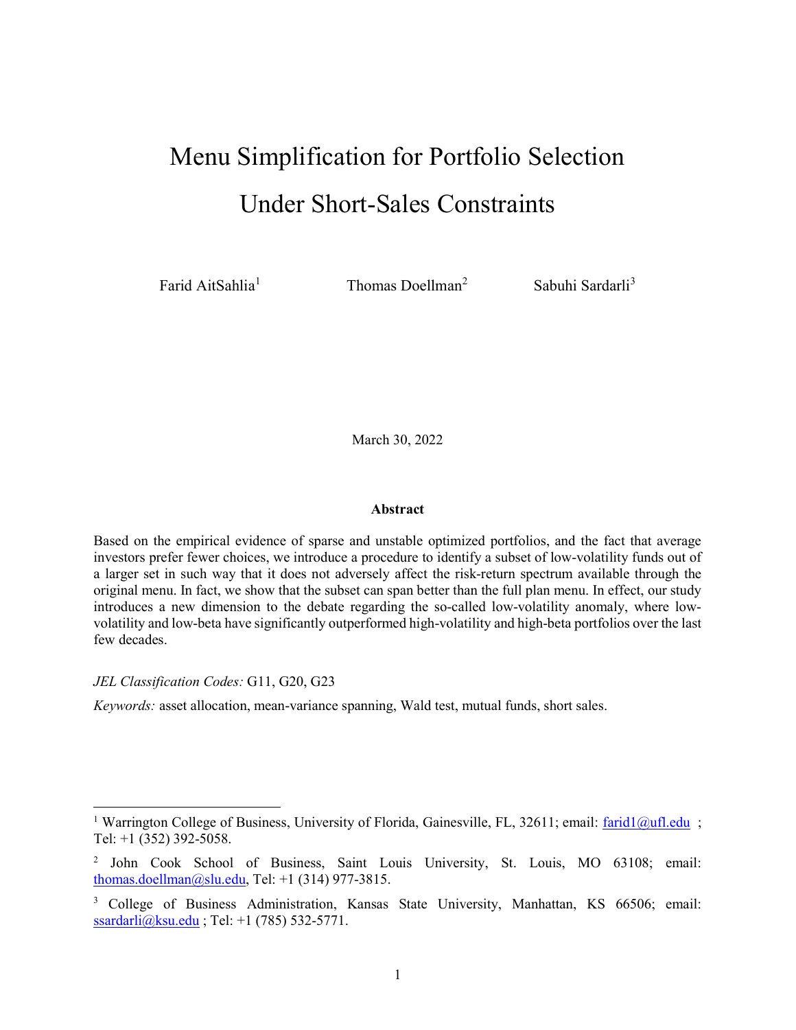# Menu Simplification for Portfolio Selection Under Short-Sales Constraints

Farid AitSahlia[1] Thomas Doellman[2] Sabuhi Sardarli[3]

March 30, 2022

**Abstract**

Based on the empirical evidence of sparse and unstable optimized portfolios, and the fact that average investors prefer fewer choices, we introduce a procedure to identify a subset of low-volatility funds out of a larger set in such way that it does not adversely affect the risk-return spectrum available through the original menu. In fact, we show that the subset can span better than the full plan menu. In effect, our study introduces a new dimension to the debate regarding the so-called low-volatility anomaly, where low-volatility and low-beta have significantly outperformed high-volatility and high-beta portfolios over the last few decades.

*JEL Classification Codes:* G11, G20, G23

*Keywords:* asset allocation, mean-variance spanning, Wald test, mutual funds, short sales.

---

[1] Warrington College of Business, University of Florida, Gainesville, FL, 32611; email: farid1@ufl.edu ; Tel: +1 (352) 392-5058.

[2] John Cook School of Business, Saint Louis University, St. Louis, MO 63108; email: thomas.doellman@slu.edu, Tel: +1 (314) 977-3815.

[3] College of Business Administration, Kansas State University, Manhattan, KS 66506; email: ssardarli@ksu.edu ; Tel: +1 (785) 532-5771.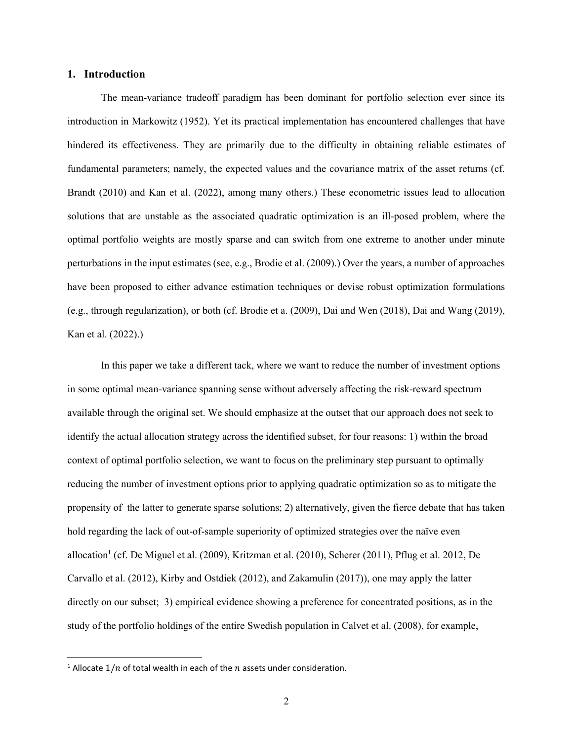## 1. Introduction

The mean-variance tradeoff paradigm has been dominant for portfolio selection ever since its introduction in Markowitz (1952). Yet its practical implementation has encountered challenges that have hindered its effectiveness. They are primarily due to the difficulty in obtaining reliable estimates of fundamental parameters; namely, the expected values and the covariance matrix of the asset returns (cf. Brandt (2010) and Kan et al. (2022), among many others.) These econometric issues lead to allocation solutions that are unstable as the associated quadratic optimization is an ill-posed problem, where the optimal portfolio weights are mostly sparse and can switch from one extreme to another under minute perturbations in the input estimates (see, e.g., Brodie et al. (2009).) Over the years, a number of approaches have been proposed to either advance estimation techniques or devise robust optimization formulations (e.g., through regularization), or both (cf. Brodie et a. (2009), Dai and Wen (2018), Dai and Wang (2019), Kan et al. (2022).)

In this paper we take a different tack, where we want to reduce the number of investment options in some optimal mean-variance spanning sense without adversely affecting the risk-reward spectrum available through the original set. We should emphasize at the outset that our approach does not seek to identify the actual allocation strategy across the identified subset, for four reasons: 1) within the broad context of optimal portfolio selection, we want to focus on the preliminary step pursuant to optimally reducing the number of investment options prior to applying quadratic optimization so as to mitigate the propensity of the latter to generate sparse solutions; 2) alternatively, given the fierce debate that has taken hold regarding the lack of out-of-sample superiority of optimized strategies over the naïve even allocation[1] (cf. De Miguel et al. (2009), Kritzman et al. (2010), Scherer (2011), Pflug et al. 2012, De Carvallo et al. (2012), Kirby and Ostdiek (2012), and Zakamulin (2017)), one may apply the latter directly on our subset; 3) empirical evidence showing a preference for concentrated positions, as in the study of the portfolio holdings of the entire Swedish population in Calvet et al. (2008), for example,

[1] Allocate $1/n$ of total wealth in each of the $n$ assets under consideration.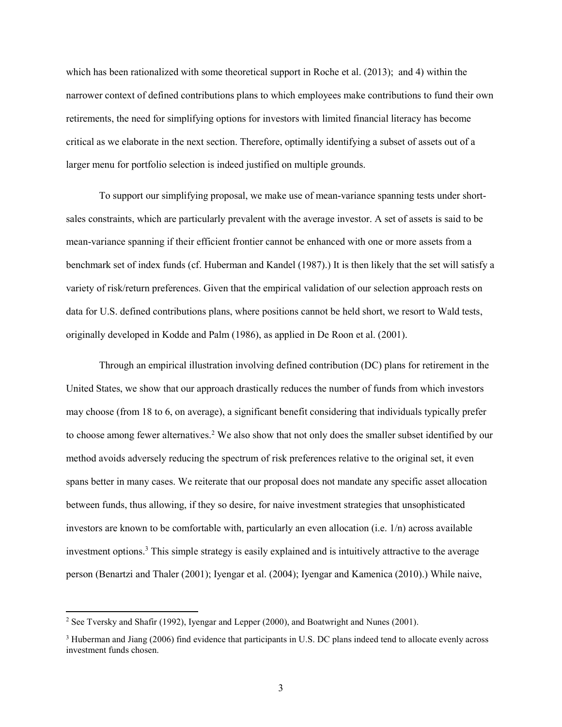which has been rationalized with some theoretical support in Roche et al. (2013); and 4) within the narrower context of defined contributions plans to which employees make contributions to fund their own retirements, the need for simplifying options for investors with limited financial literacy has become critical as we elaborate in the next section. Therefore, optimally identifying a subset of assets out of a larger menu for portfolio selection is indeed justified on multiple grounds.

To support our simplifying proposal, we make use of mean-variance spanning tests under short-sales constraints, which are particularly prevalent with the average investor. A set of assets is said to be mean-variance spanning if their efficient frontier cannot be enhanced with one or more assets from a benchmark set of index funds (cf. Huberman and Kandel (1987).) It is then likely that the set will satisfy a variety of risk/return preferences. Given that the empirical validation of our selection approach rests on data for U.S. defined contributions plans, where positions cannot be held short, we resort to Wald tests, originally developed in Kodde and Palm (1986), as applied in De Roon et al. (2001).

Through an empirical illustration involving defined contribution (DC) plans for retirement in the United States, we show that our approach drastically reduces the number of funds from which investors may choose (from 18 to 6, on average), a significant benefit considering that individuals typically prefer to choose among fewer alternatives.[2] We also show that not only does the smaller subset identified by our method avoids adversely reducing the spectrum of risk preferences relative to the original set, it even spans better in many cases. We reiterate that our proposal does not mandate any specific asset allocation between funds, thus allowing, if they so desire, for naive investment strategies that unsophisticated investors are known to be comfortable with, particularly an even allocation (i.e. 1/n) across available investment options.[3] This simple strategy is easily explained and is intuitively attractive to the average person (Benartzi and Thaler (2001); Iyengar et al. (2004); Iyengar and Kamenica (2010).) While naive,

[2] See Tversky and Shafir (1992), Iyengar and Lepper (2000), and Boatwright and Nunes (2001).

[3] Huberman and Jiang (2006) find evidence that participants in U.S. DC plans indeed tend to allocate evenly across investment funds chosen.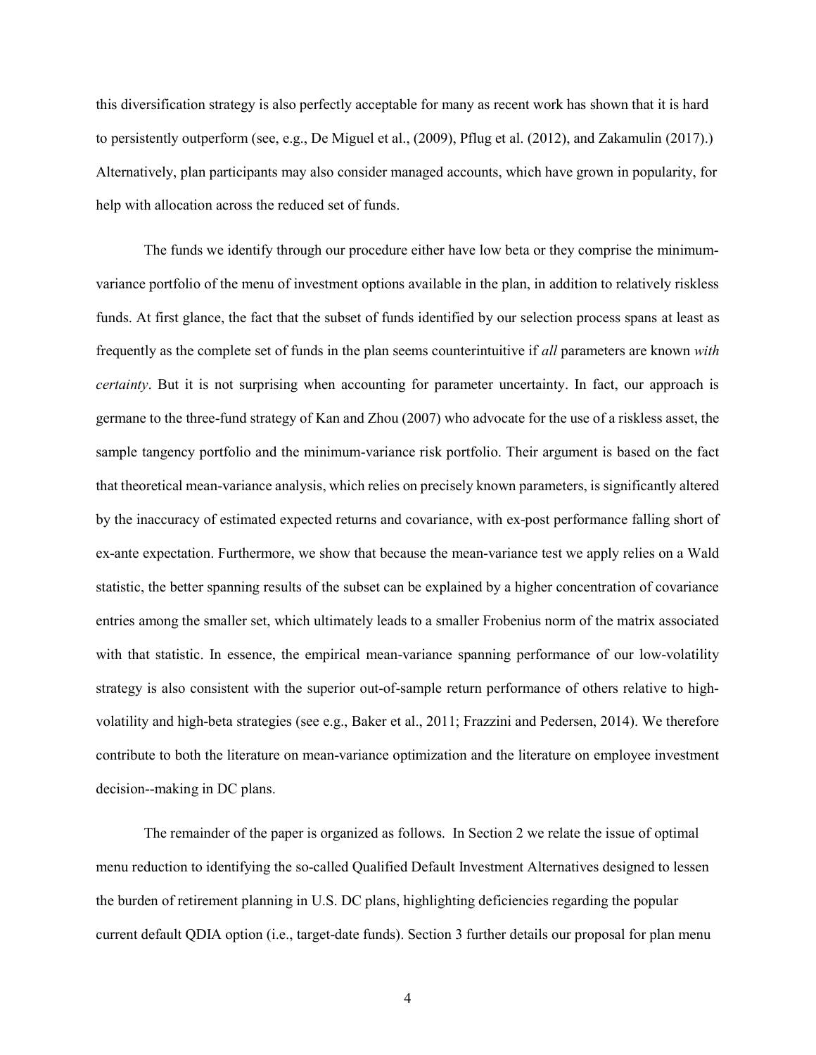this diversification strategy is also perfectly acceptable for many as recent work has shown that it is hard to persistently outperform (see, e.g., De Miguel et al., (2009), Pflug et al. (2012), and Zakamulin (2017).) Alternatively, plan participants may also consider managed accounts, which have grown in popularity, for help with allocation across the reduced set of funds.

The funds we identify through our procedure either have low beta or they comprise the minimum-variance portfolio of the menu of investment options available in the plan, in addition to relatively riskless funds. At first glance, the fact that the subset of funds identified by our selection process spans at least as frequently as the complete set of funds in the plan seems counterintuitive if *all* parameters are known *with certainty*. But it is not surprising when accounting for parameter uncertainty. In fact, our approach is germane to the three-fund strategy of Kan and Zhou (2007) who advocate for the use of a riskless asset, the sample tangency portfolio and the minimum-variance risk portfolio. Their argument is based on the fact that theoretical mean-variance analysis, which relies on precisely known parameters, is significantly altered by the inaccuracy of estimated expected returns and covariance, with ex-post performance falling short of ex-ante expectation. Furthermore, we show that because the mean-variance test we apply relies on a Wald statistic, the better spanning results of the subset can be explained by a higher concentration of covariance entries among the smaller set, which ultimately leads to a smaller Frobenius norm of the matrix associated with that statistic. In essence, the empirical mean-variance spanning performance of our low-volatility strategy is also consistent with the superior out-of-sample return performance of others relative to high-volatility and high-beta strategies (see e.g., Baker et al., 2011; Frazzini and Pedersen, 2014). We therefore contribute to both the literature on mean-variance optimization and the literature on employee investment decision--making in DC plans.

The remainder of the paper is organized as follows. In Section 2 we relate the issue of optimal menu reduction to identifying the so-called Qualified Default Investment Alternatives designed to lessen the burden of retirement planning in U.S. DC plans, highlighting deficiencies regarding the popular current default QDIA option (i.e., target-date funds). Section 3 further details our proposal for plan menu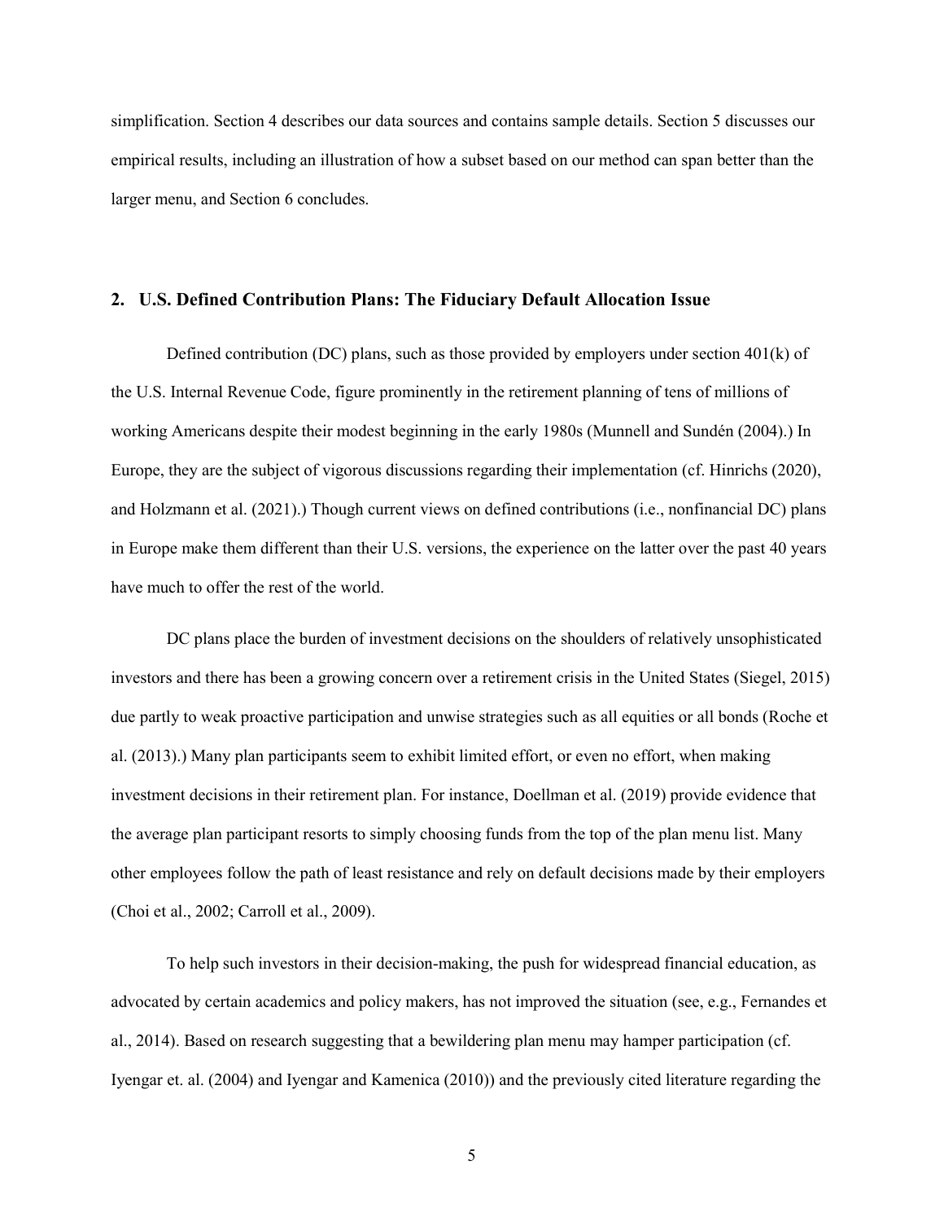simplification. Section 4 describes our data sources and contains sample details. Section 5 discusses our empirical results, including an illustration of how a subset based on our method can span better than the larger menu, and Section 6 concludes.

## 2. U.S. Defined Contribution Plans: The Fiduciary Default Allocation Issue

Defined contribution (DC) plans, such as those provided by employers under section 401(k) of the U.S. Internal Revenue Code, figure prominently in the retirement planning of tens of millions of working Americans despite their modest beginning in the early 1980s (Munnell and Sundén (2004).) In Europe, they are the subject of vigorous discussions regarding their implementation (cf. Hinrichs (2020), and Holzmann et al. (2021).) Though current views on defined contributions (i.e., nonfinancial DC) plans in Europe make them different than their U.S. versions, the experience on the latter over the past 40 years have much to offer the rest of the world.

DC plans place the burden of investment decisions on the shoulders of relatively unsophisticated investors and there has been a growing concern over a retirement crisis in the United States (Siegel, 2015) due partly to weak proactive participation and unwise strategies such as all equities or all bonds (Roche et al. (2013).) Many plan participants seem to exhibit limited effort, or even no effort, when making investment decisions in their retirement plan. For instance, Doellman et al. (2019) provide evidence that the average plan participant resorts to simply choosing funds from the top of the plan menu list. Many other employees follow the path of least resistance and rely on default decisions made by their employers (Choi et al., 2002; Carroll et al., 2009).

To help such investors in their decision-making, the push for widespread financial education, as advocated by certain academics and policy makers, has not improved the situation (see, e.g., Fernandes et al., 2014). Based on research suggesting that a bewildering plan menu may hamper participation (cf. Iyengar et. al. (2004) and Iyengar and Kamenica (2010)) and the previously cited literature regarding the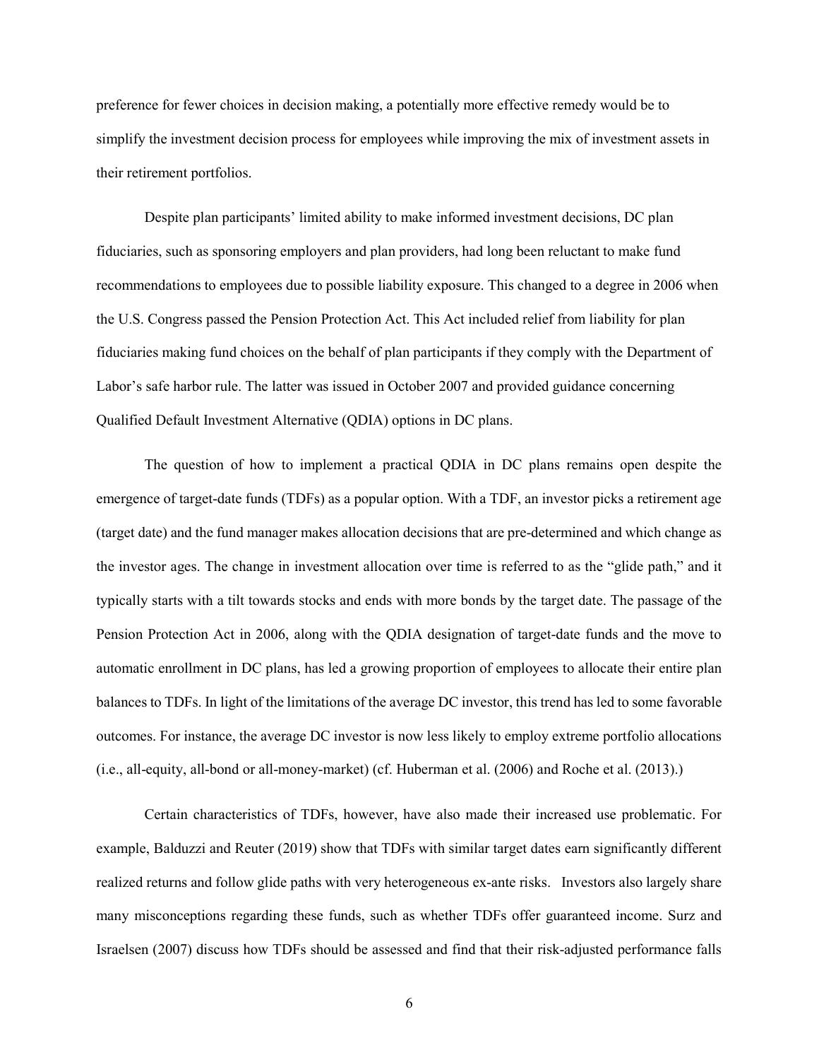preference for fewer choices in decision making, a potentially more effective remedy would be to simplify the investment decision process for employees while improving the mix of investment assets in their retirement portfolios.

Despite plan participants' limited ability to make informed investment decisions, DC plan fiduciaries, such as sponsoring employers and plan providers, had long been reluctant to make fund recommendations to employees due to possible liability exposure. This changed to a degree in 2006 when the U.S. Congress passed the Pension Protection Act. This Act included relief from liability for plan fiduciaries making fund choices on the behalf of plan participants if they comply with the Department of Labor's safe harbor rule. The latter was issued in October 2007 and provided guidance concerning Qualified Default Investment Alternative (QDIA) options in DC plans.

The question of how to implement a practical QDIA in DC plans remains open despite the emergence of target-date funds (TDFs) as a popular option. With a TDF, an investor picks a retirement age (target date) and the fund manager makes allocation decisions that are pre-determined and which change as the investor ages. The change in investment allocation over time is referred to as the "glide path," and it typically starts with a tilt towards stocks and ends with more bonds by the target date. The passage of the Pension Protection Act in 2006, along with the QDIA designation of target-date funds and the move to automatic enrollment in DC plans, has led a growing proportion of employees to allocate their entire plan balances to TDFs. In light of the limitations of the average DC investor, this trend has led to some favorable outcomes. For instance, the average DC investor is now less likely to employ extreme portfolio allocations (i.e., all-equity, all-bond or all-money-market) (cf. Huberman et al. (2006) and Roche et al. (2013).)

Certain characteristics of TDFs, however, have also made their increased use problematic. For example, Balduzzi and Reuter (2019) show that TDFs with similar target dates earn significantly different realized returns and follow glide paths with very heterogeneous ex-ante risks. Investors also largely share many misconceptions regarding these funds, such as whether TDFs offer guaranteed income. Surz and Israelsen (2007) discuss how TDFs should be assessed and find that their risk-adjusted performance falls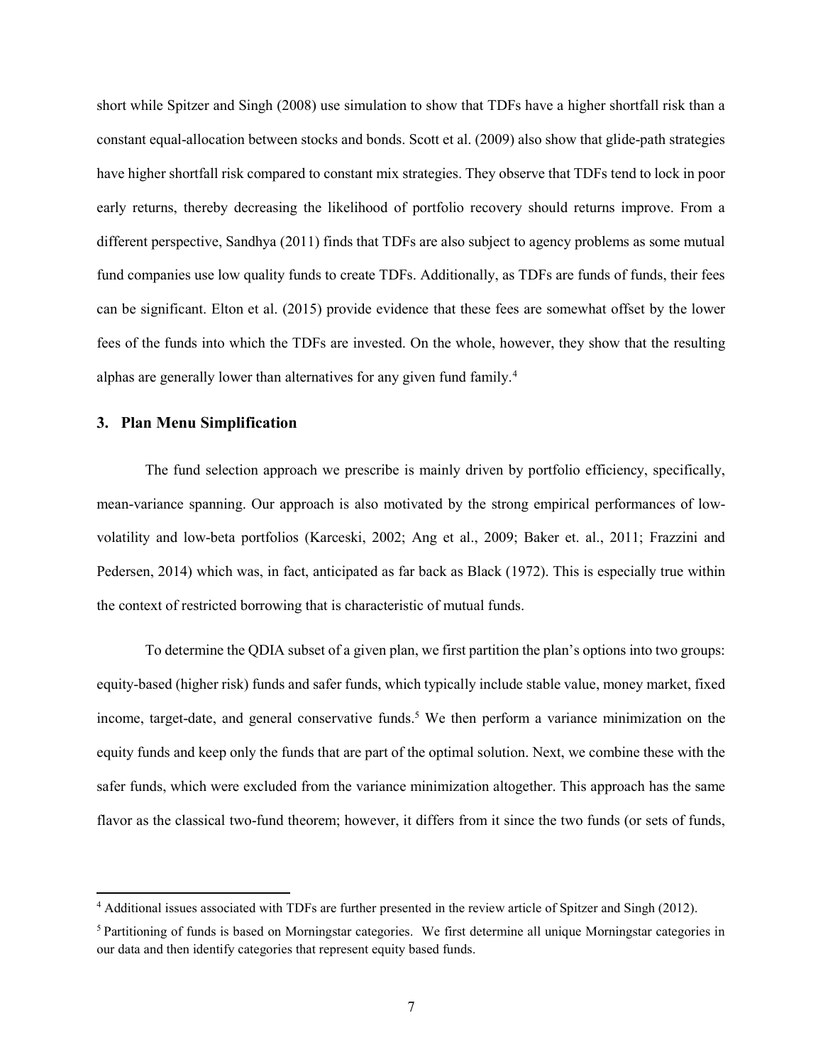short while Spitzer and Singh (2008) use simulation to show that TDFs have a higher shortfall risk than a constant equal-allocation between stocks and bonds. Scott et al. (2009) also show that glide-path strategies have higher shortfall risk compared to constant mix strategies. They observe that TDFs tend to lock in poor early returns, thereby decreasing the likelihood of portfolio recovery should returns improve. From a different perspective, Sandhya (2011) finds that TDFs are also subject to agency problems as some mutual fund companies use low quality funds to create TDFs. Additionally, as TDFs are funds of funds, their fees can be significant. Elton et al. (2015) provide evidence that these fees are somewhat offset by the lower fees of the funds into which the TDFs are invested. On the whole, however, they show that the resulting alphas are generally lower than alternatives for any given fund family.[4]

## 3. Plan Menu Simplification

The fund selection approach we prescribe is mainly driven by portfolio efficiency, specifically, mean-variance spanning. Our approach is also motivated by the strong empirical performances of low-volatility and low-beta portfolios (Karceski, 2002; Ang et al., 2009; Baker et. al., 2011; Frazzini and Pedersen, 2014) which was, in fact, anticipated as far back as Black (1972). This is especially true within the context of restricted borrowing that is characteristic of mutual funds.

To determine the QDIA subset of a given plan, we first partition the plan's options into two groups: equity-based (higher risk) funds and safer funds, which typically include stable value, money market, fixed income, target-date, and general conservative funds.[5] We then perform a variance minimization on the equity funds and keep only the funds that are part of the optimal solution. Next, we combine these with the safer funds, which were excluded from the variance minimization altogether. This approach has the same flavor as the classical two-fund theorem; however, it differs from it since the two funds (or sets of funds,

---

[4] Additional issues associated with TDFs are further presented in the review article of Spitzer and Singh (2012).

[5] Partitioning of funds is based on Morningstar categories. We first determine all unique Morningstar categories in our data and then identify categories that represent equity based funds.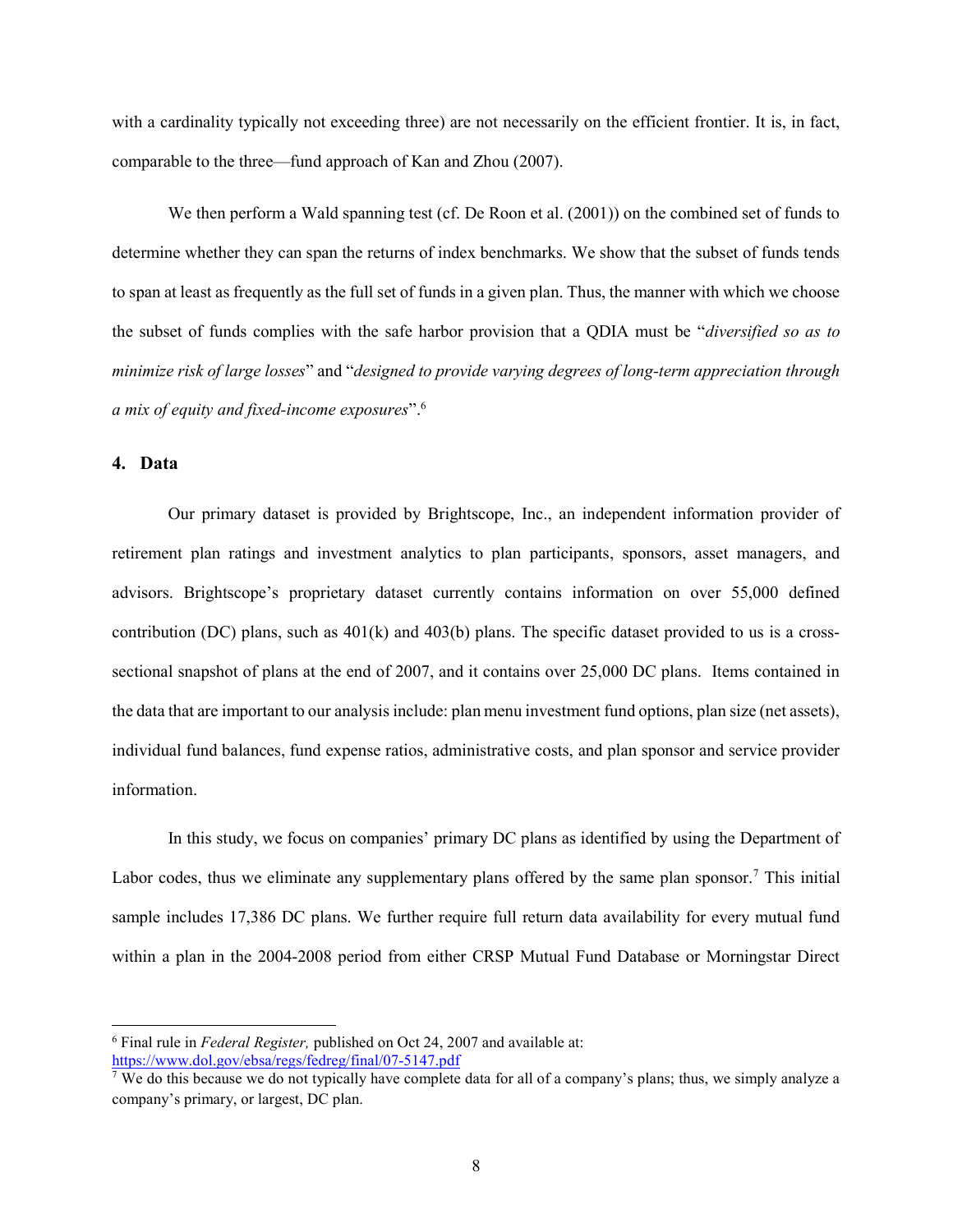with a cardinality typically not exceeding three) are not necessarily on the efficient frontier. It is, in fact, comparable to the three—fund approach of Kan and Zhou (2007).

We then perform a Wald spanning test (cf. De Roon et al. (2001)) on the combined set of funds to determine whether they can span the returns of index benchmarks. We show that the subset of funds tends to span at least as frequently as the full set of funds in a given plan. Thus, the manner with which we choose the subset of funds complies with the safe harbor provision that a QDIA must be "*diversified so as to minimize risk of large losses*" and "*designed to provide varying degrees of long-term appreciation through a mix of equity and fixed-income exposures*".[6]

## 4. Data

Our primary dataset is provided by Brightscope, Inc., an independent information provider of retirement plan ratings and investment analytics to plan participants, sponsors, asset managers, and advisors. Brightscope's proprietary dataset currently contains information on over 55,000 defined contribution (DC) plans, such as 401(k) and 403(b) plans. The specific dataset provided to us is a cross-sectional snapshot of plans at the end of 2007, and it contains over 25,000 DC plans. Items contained in the data that are important to our analysis include: plan menu investment fund options, plan size (net assets), individual fund balances, fund expense ratios, administrative costs, and plan sponsor and service provider information.

In this study, we focus on companies' primary DC plans as identified by using the Department of Labor codes, thus we eliminate any supplementary plans offered by the same plan sponsor.[7] This initial sample includes 17,386 DC plans. We further require full return data availability for every mutual fund within a plan in the 2004-2008 period from either CRSP Mutual Fund Database or Morningstar Direct

---

[6] Final rule in *Federal Register,* published on Oct 24, 2007 and available at: https://www.dol.gov/ebsa/regs/fedreg/final/07-5147.pdf

[7] We do this because we do not typically have complete data for all of a company's plans; thus, we simply analyze a company's primary, or largest, DC plan.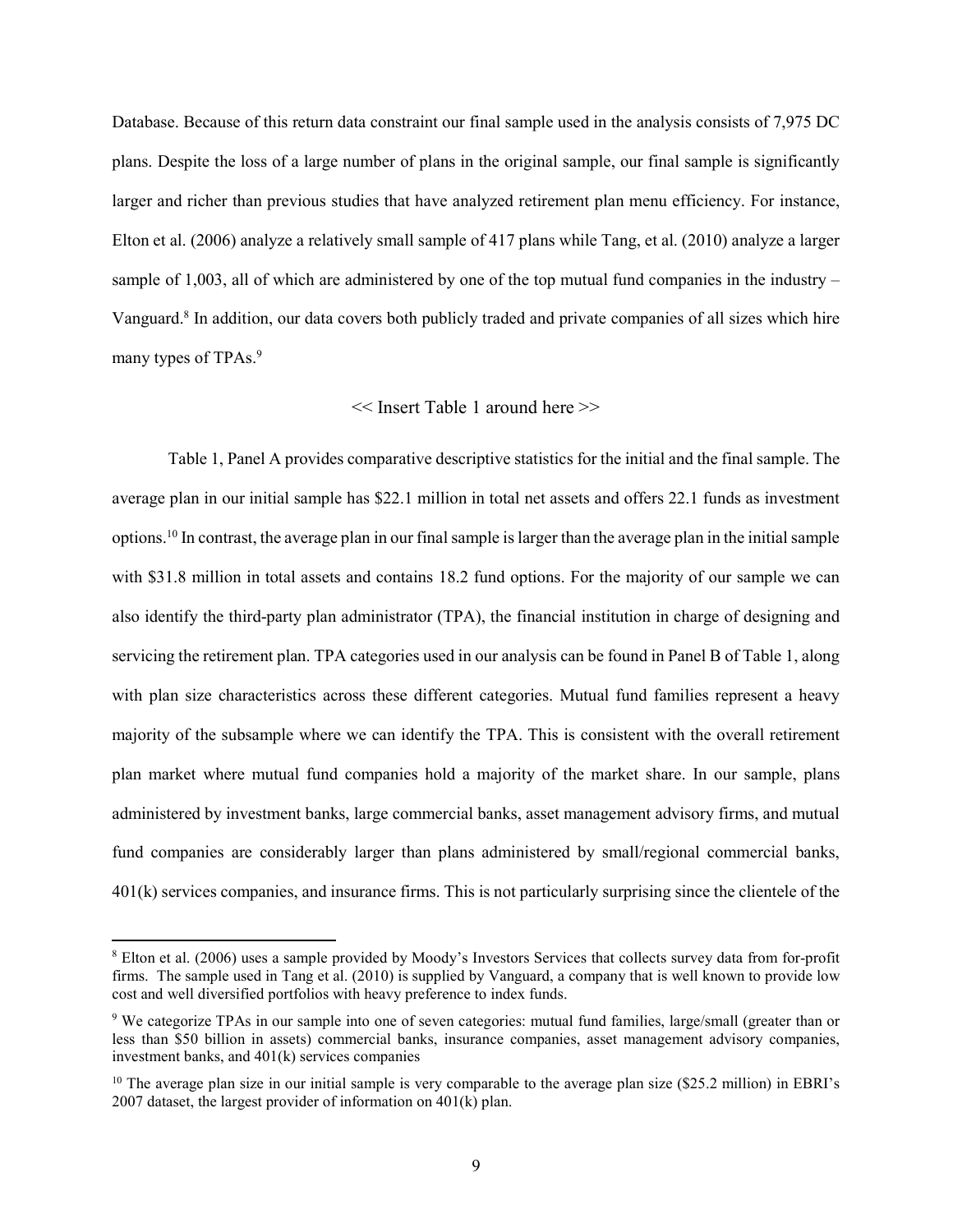Database. Because of this return data constraint our final sample used in the analysis consists of 7,975 DC plans. Despite the loss of a large number of plans in the original sample, our final sample is significantly larger and richer than previous studies that have analyzed retirement plan menu efficiency. For instance, Elton et al. (2006) analyze a relatively small sample of 417 plans while Tang, et al. (2010) analyze a larger sample of 1,003, all of which are administered by one of the top mutual fund companies in the industry – Vanguard.[8] In addition, our data covers both publicly traded and private companies of all sizes which hire many types of TPAs.[9]

<< Insert Table 1 around here >>

Table 1, Panel A provides comparative descriptive statistics for the initial and the final sample. The average plan in our initial sample has \$22.1 million in total net assets and offers 22.1 funds as investment options.[10] In contrast, the average plan in our final sample is larger than the average plan in the initial sample with \$31.8 million in total assets and contains 18.2 fund options. For the majority of our sample we can also identify the third-party plan administrator (TPA), the financial institution in charge of designing and servicing the retirement plan. TPA categories used in our analysis can be found in Panel B of Table 1, along with plan size characteristics across these different categories. Mutual fund families represent a heavy majority of the subsample where we can identify the TPA. This is consistent with the overall retirement plan market where mutual fund companies hold a majority of the market share. In our sample, plans administered by investment banks, large commercial banks, asset management advisory firms, and mutual fund companies are considerably larger than plans administered by small/regional commercial banks, 401(k) services companies, and insurance firms. This is not particularly surprising since the clientele of the

---

[8] Elton et al. (2006) uses a sample provided by Moody's Investors Services that collects survey data from for-profit firms. The sample used in Tang et al. (2010) is supplied by Vanguard, a company that is well known to provide low cost and well diversified portfolios with heavy preference to index funds.

[9] We categorize TPAs in our sample into one of seven categories: mutual fund families, large/small (greater than or less than \$50 billion in assets) commercial banks, insurance companies, asset management advisory companies, investment banks, and 401(k) services companies

[10] The average plan size in our initial sample is very comparable to the average plan size (\$25.2 million) in EBRI's 2007 dataset, the largest provider of information on 401(k) plan.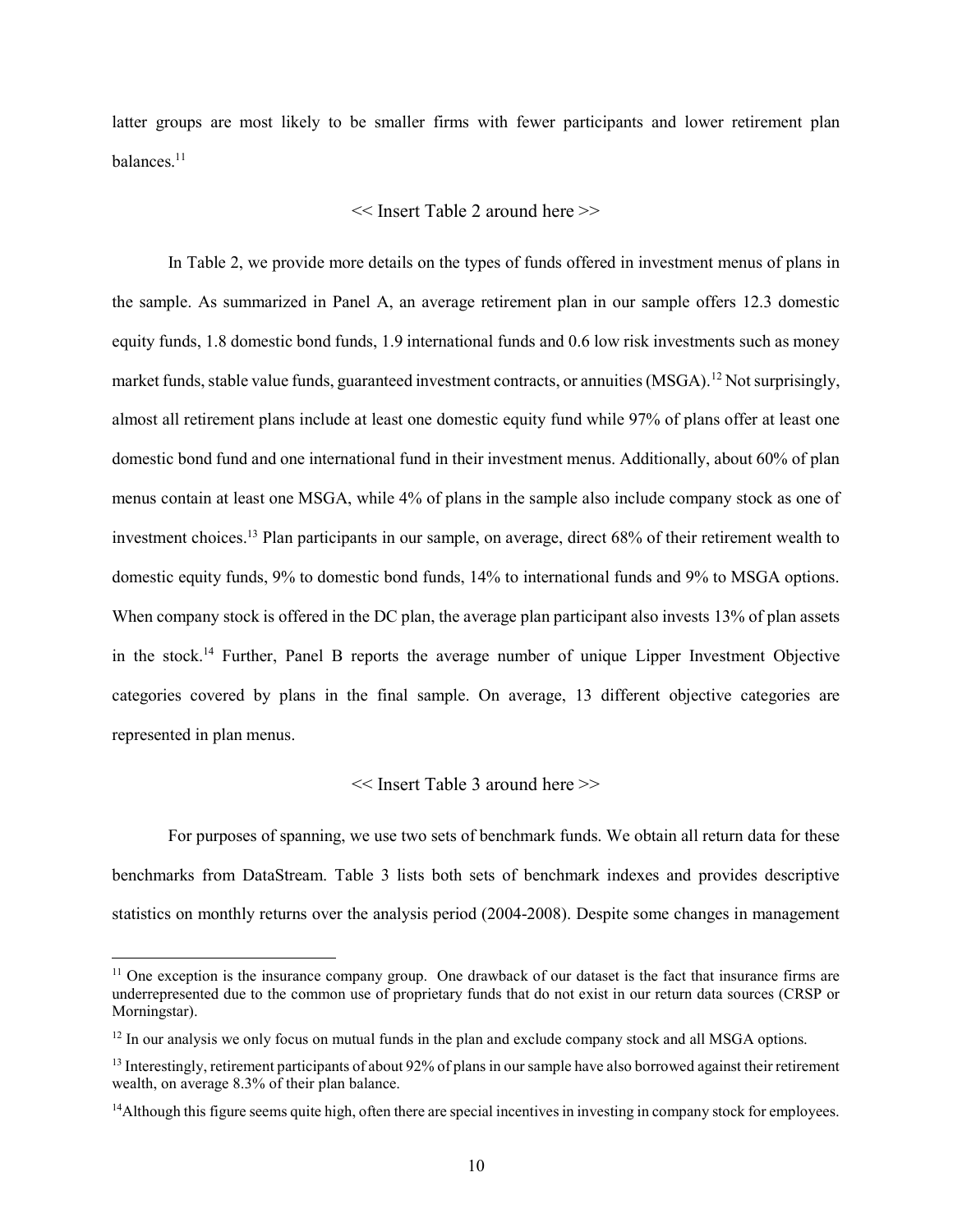latter groups are most likely to be smaller firms with fewer participants and lower retirement plan balances.[11]

<< Insert Table 2 around here >>

In Table 2, we provide more details on the types of funds offered in investment menus of plans in the sample. As summarized in Panel A, an average retirement plan in our sample offers 12.3 domestic equity funds, 1.8 domestic bond funds, 1.9 international funds and 0.6 low risk investments such as money market funds, stable value funds, guaranteed investment contracts, or annuities (MSGA).[12] Not surprisingly, almost all retirement plans include at least one domestic equity fund while 97% of plans offer at least one domestic bond fund and one international fund in their investment menus. Additionally, about 60% of plan menus contain at least one MSGA, while 4% of plans in the sample also include company stock as one of investment choices.[13] Plan participants in our sample, on average, direct 68% of their retirement wealth to domestic equity funds, 9% to domestic bond funds, 14% to international funds and 9% to MSGA options. When company stock is offered in the DC plan, the average plan participant also invests 13% of plan assets in the stock.[14] Further, Panel B reports the average number of unique Lipper Investment Objective categories covered by plans in the final sample. On average, 13 different objective categories are represented in plan menus.

<< Insert Table 3 around here >>

For purposes of spanning, we use two sets of benchmark funds. We obtain all return data for these benchmarks from DataStream. Table 3 lists both sets of benchmark indexes and provides descriptive statistics on monthly returns over the analysis period (2004-2008). Despite some changes in management

---

[11] One exception is the insurance company group. One drawback of our dataset is the fact that insurance firms are underrepresented due to the common use of proprietary funds that do not exist in our return data sources (CRSP or Morningstar).

[12] In our analysis we only focus on mutual funds in the plan and exclude company stock and all MSGA options.

[13] Interestingly, retirement participants of about 92% of plans in our sample have also borrowed against their retirement wealth, on average 8.3% of their plan balance.

[14] Although this figure seems quite high, often there are special incentives in investing in company stock for employees.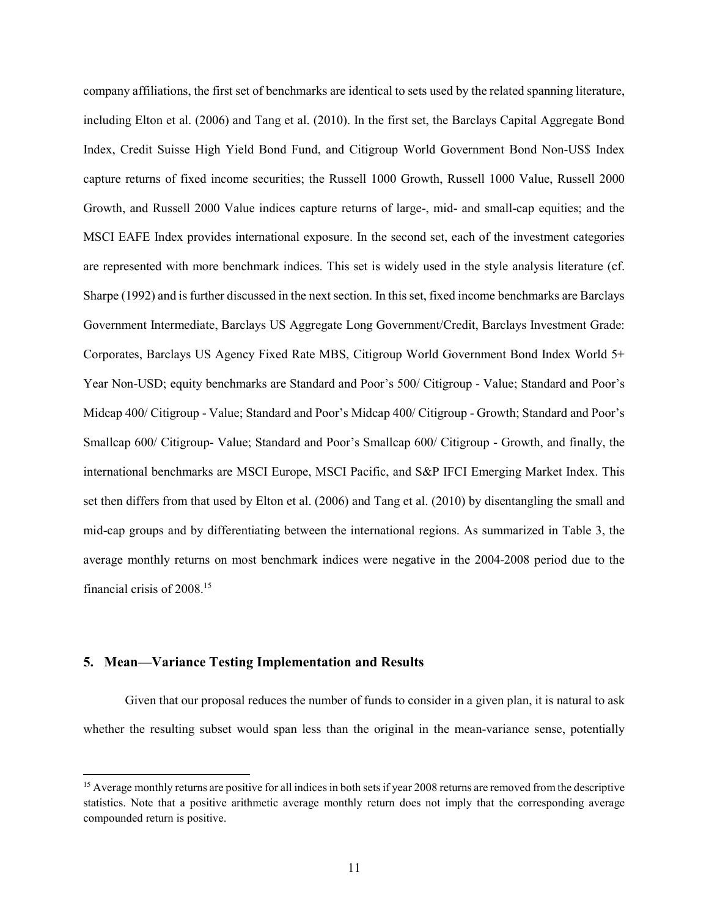company affiliations, the first set of benchmarks are identical to sets used by the related spanning literature, including Elton et al. (2006) and Tang et al. (2010). In the first set, the Barclays Capital Aggregate Bond Index, Credit Suisse High Yield Bond Fund, and Citigroup World Government Bond Non-US$ Index capture returns of fixed income securities; the Russell 1000 Growth, Russell 1000 Value, Russell 2000 Growth, and Russell 2000 Value indices capture returns of large-, mid- and small-cap equities; and the MSCI EAFE Index provides international exposure. In the second set, each of the investment categories are represented with more benchmark indices. This set is widely used in the style analysis literature (cf. Sharpe (1992) and is further discussed in the next section. In this set, fixed income benchmarks are Barclays Government Intermediate, Barclays US Aggregate Long Government/Credit, Barclays Investment Grade: Corporates, Barclays US Agency Fixed Rate MBS, Citigroup World Government Bond Index World 5+ Year Non-USD; equity benchmarks are Standard and Poor's 500/ Citigroup - Value; Standard and Poor's Midcap 400/ Citigroup - Value; Standard and Poor's Midcap 400/ Citigroup - Growth; Standard and Poor's Smallcap 600/ Citigroup- Value; Standard and Poor's Smallcap 600/ Citigroup - Growth, and finally, the international benchmarks are MSCI Europe, MSCI Pacific, and S&P IFCI Emerging Market Index. This set then differs from that used by Elton et al. (2006) and Tang et al. (2010) by disentangling the small and mid-cap groups and by differentiating between the international regions. As summarized in Table 3, the average monthly returns on most benchmark indices were negative in the 2004-2008 period due to the financial crisis of 2008.[15]

## 5. Mean—Variance Testing Implementation and Results

Given that our proposal reduces the number of funds to consider in a given plan, it is natural to ask whether the resulting subset would span less than the original in the mean-variance sense, potentially

[15] Average monthly returns are positive for all indices in both sets if year 2008 returns are removed from the descriptive statistics. Note that a positive arithmetic average monthly return does not imply that the corresponding average compounded return is positive.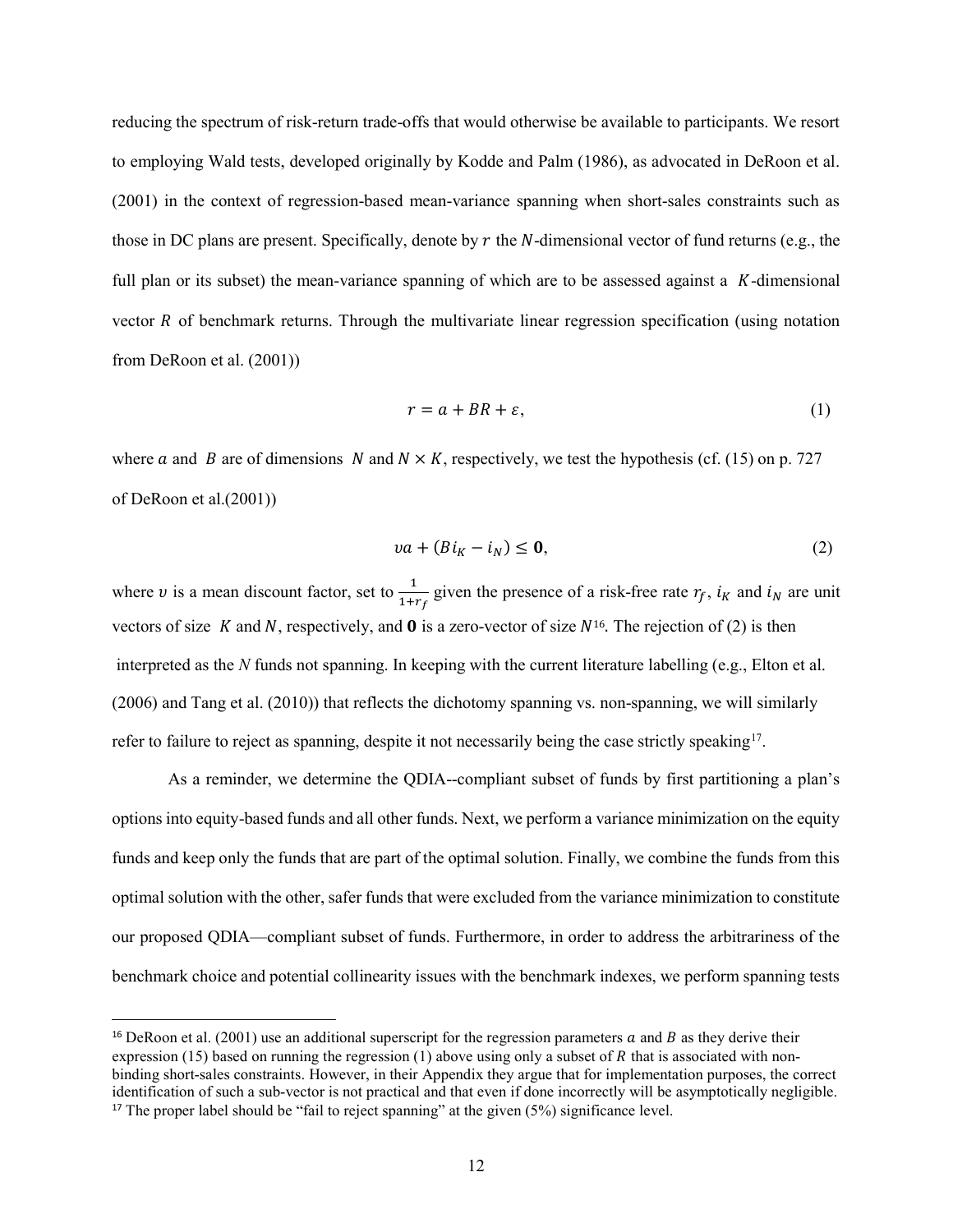reducing the spectrum of risk-return trade-offs that would otherwise be available to participants. We resort to employing Wald tests, developed originally by Kodde and Palm (1986), as advocated in DeRoon et al. (2001) in the context of regression-based mean-variance spanning when short-sales constraints such as those in DC plans are present. Specifically, denote by $r$ the $N$-dimensional vector of fund returns (e.g., the full plan or its subset) the mean-variance spanning of which are to be assessed against a $K$-dimensional vector $R$ of benchmark returns. Through the multivariate linear regression specification (using notation from DeRoon et al. (2001))

$$r = a + BR + \varepsilon, \tag{1}$$

where $a$ and $B$ are of dimensions $N$ and $N \times K$, respectively, we test the hypothesis (cf. (15) on p. 727 of DeRoon et al.(2001))

$$\upsilon a + (B i_K - i_N) \leq \mathbf{0}, \tag{2}$$

where $\upsilon$ is a mean discount factor, set to $\frac{1}{1+r_f}$ given the presence of a risk-free rate $r_f$, $i_K$ and $i_N$ are unit vectors of size $K$ and $N$, respectively, and $\mathbf{0}$ is a zero-vector of size $N$[16]. The rejection of (2) is then interpreted as the *N* funds not spanning. In keeping with the current literature labelling (e.g., Elton et al. (2006) and Tang et al. (2010)) that reflects the dichotomy spanning vs. non-spanning, we will similarly refer to failure to reject as spanning, despite it not necessarily being the case strictly speaking[17].

As a reminder, we determine the QDIA--compliant subset of funds by first partitioning a plan's options into equity-based funds and all other funds. Next, we perform a variance minimization on the equity funds and keep only the funds that are part of the optimal solution. Finally, we combine the funds from this optimal solution with the other, safer funds that were excluded from the variance minimization to constitute our proposed QDIA—compliant subset of funds. Furthermore, in order to address the arbitrariness of the benchmark choice and potential collinearity issues with the benchmark indexes, we perform spanning tests

---

[16] DeRoon et al. (2001) use an additional superscript for the regression parameters $a$ and $B$ as they derive their expression (15) based on running the regression (1) above using only a subset of $R$ that is associated with non-binding short-sales constraints. However, in their Appendix they argue that for implementation purposes, the correct identification of such a sub-vector is not practical and that even if done incorrectly will be asymptotically negligible.

[17] The proper label should be "fail to reject spanning" at the given (5%) significance level.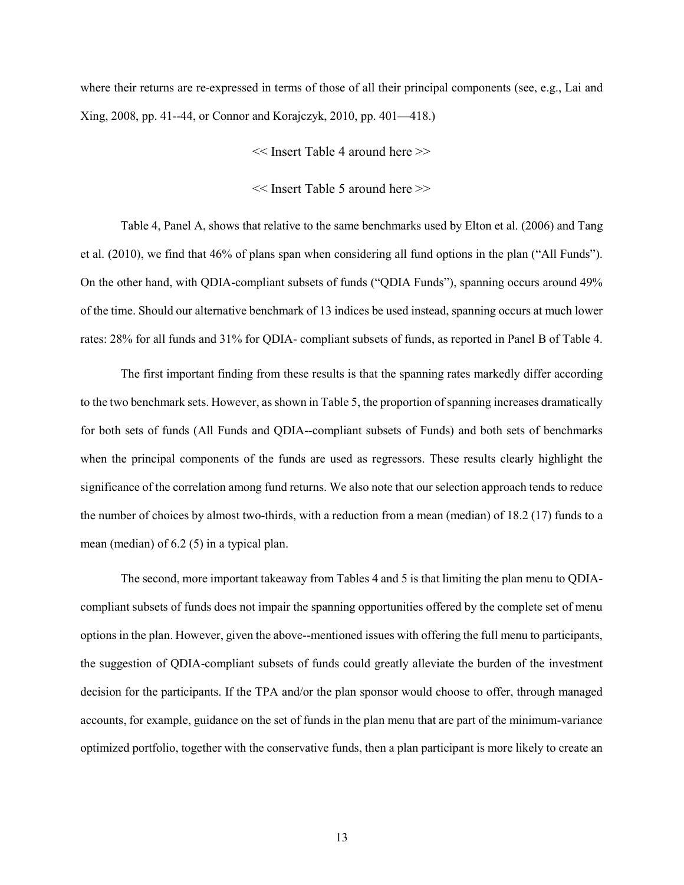where their returns are re-expressed in terms of those of all their principal components (see, e.g., Lai and Xing, 2008, pp. 41--44, or Connor and Korajczyk, 2010, pp. 401—418.)

<< Insert Table 4 around here >>

<< Insert Table 5 around here >>

Table 4, Panel A, shows that relative to the same benchmarks used by Elton et al. (2006) and Tang et al. (2010), we find that 46% of plans span when considering all fund options in the plan ("All Funds"). On the other hand, with QDIA-compliant subsets of funds ("QDIA Funds"), spanning occurs around 49% of the time. Should our alternative benchmark of 13 indices be used instead, spanning occurs at much lower rates: 28% for all funds and 31% for QDIA- compliant subsets of funds, as reported in Panel B of Table 4.

The first important finding from these results is that the spanning rates markedly differ according to the two benchmark sets. However, as shown in Table 5, the proportion of spanning increases dramatically for both sets of funds (All Funds and QDIA--compliant subsets of Funds) and both sets of benchmarks when the principal components of the funds are used as regressors. These results clearly highlight the significance of the correlation among fund returns. We also note that our selection approach tends to reduce the number of choices by almost two-thirds, with a reduction from a mean (median) of 18.2 (17) funds to a mean (median) of 6.2 (5) in a typical plan.

The second, more important takeaway from Tables 4 and 5 is that limiting the plan menu to QDIA-compliant subsets of funds does not impair the spanning opportunities offered by the complete set of menu options in the plan. However, given the above--mentioned issues with offering the full menu to participants, the suggestion of QDIA-compliant subsets of funds could greatly alleviate the burden of the investment decision for the participants. If the TPA and/or the plan sponsor would choose to offer, through managed accounts, for example, guidance on the set of funds in the plan menu that are part of the minimum-variance optimized portfolio, together with the conservative funds, then a plan participant is more likely to create an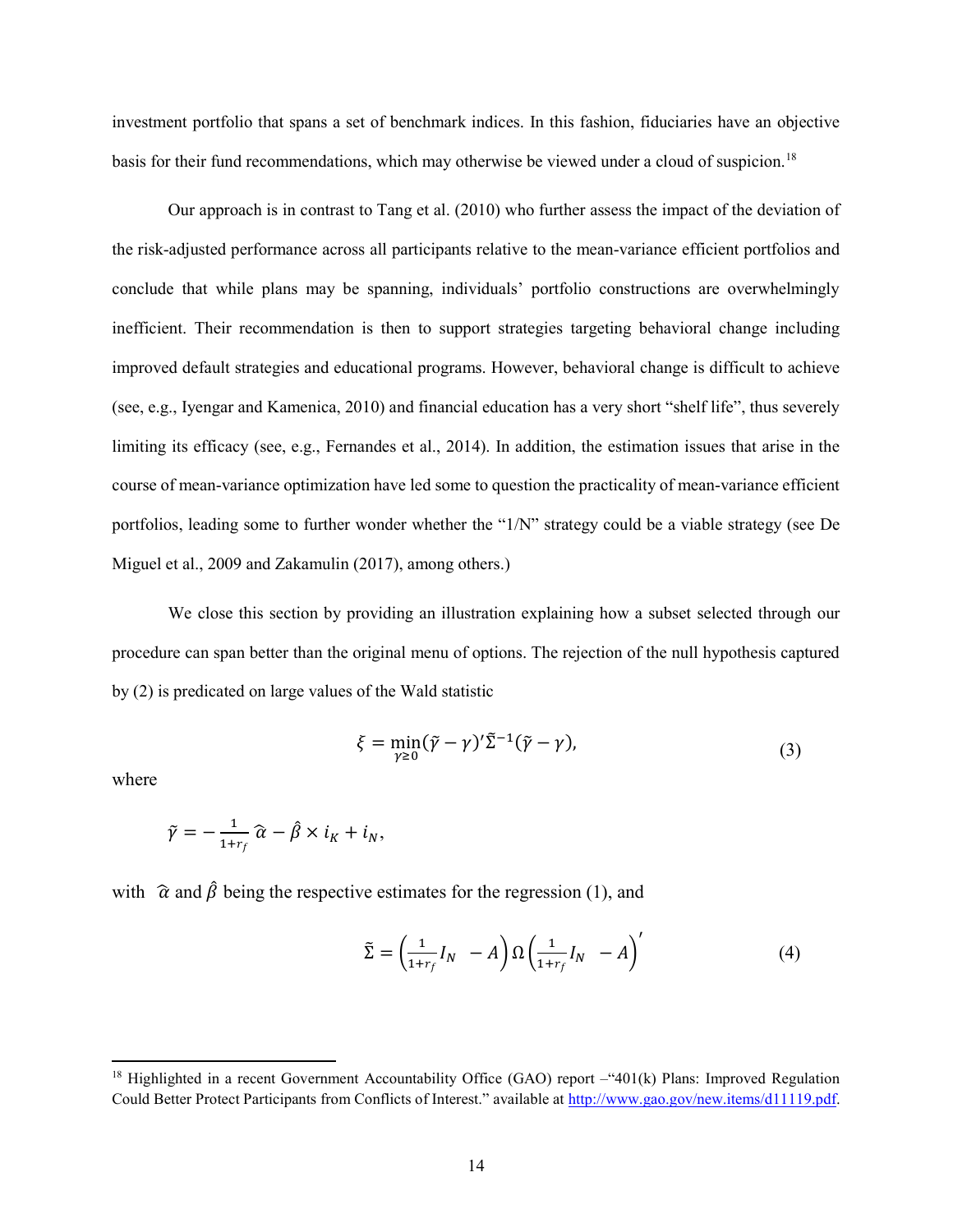investment portfolio that spans a set of benchmark indices. In this fashion, fiduciaries have an objective basis for their fund recommendations, which may otherwise be viewed under a cloud of suspicion.[18]

Our approach is in contrast to Tang et al. (2010) who further assess the impact of the deviation of the risk-adjusted performance across all participants relative to the mean-variance efficient portfolios and conclude that while plans may be spanning, individuals' portfolio constructions are overwhelmingly inefficient. Their recommendation is then to support strategies targeting behavioral change including improved default strategies and educational programs. However, behavioral change is difficult to achieve (see, e.g., Iyengar and Kamenica, 2010) and financial education has a very short "shelf life", thus severely limiting its efficacy (see, e.g., Fernandes et al., 2014). In addition, the estimation issues that arise in the course of mean-variance optimization have led some to question the practicality of mean-variance efficient portfolios, leading some to further wonder whether the "1/N" strategy could be a viable strategy (see De Miguel et al., 2009 and Zakamulin (2017), among others.)

We close this section by providing an illustration explaining how a subset selected through our procedure can span better than the original menu of options. The rejection of the null hypothesis captured by (2) is predicated on large values of the Wald statistic

$$\xi = \min_{\gamma \geq 0} (\tilde{\gamma} - \gamma)' \tilde{\Sigma}^{-1} (\tilde{\gamma} - \gamma), \tag{3}$$

where

$$\tilde{\gamma} = -\frac{1}{1+r_f}\hat{\alpha} - \hat{\beta} \times i_K + i_N,$$

with $\hat{\alpha}$ and $\hat{\beta}$ being the respective estimates for the regression (1), and

$$\tilde{\Sigma} = \left(\frac{1}{1+r_f} I_N - A\right) \Omega \left(\frac{1}{1+r_f} I_N - A\right)' \tag{4}$$

[18] Highlighted in a recent Government Accountability Office (GAO) report –"401(k) Plans: Improved Regulation Could Better Protect Participants from Conflicts of Interest." available at http://www.gao.gov/new.items/d11119.pdf.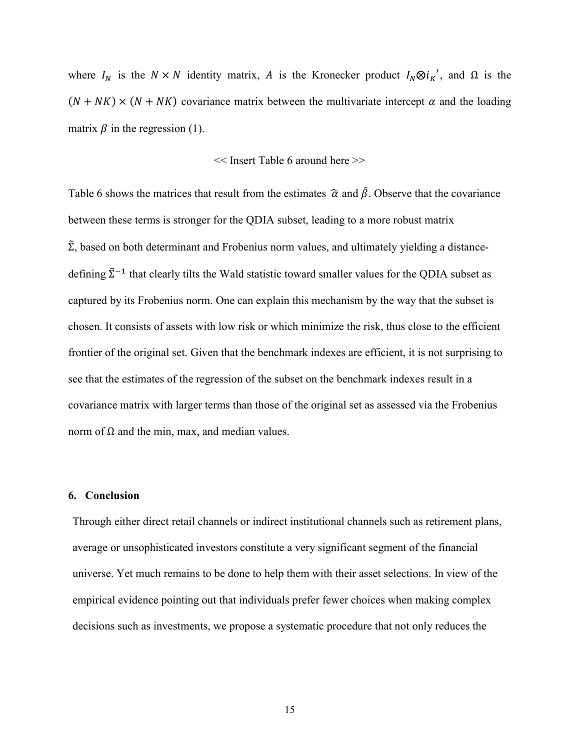where $I_N$ is the $N \times N$ identity matrix, $A$ is the Kronecker product $I_N \otimes i_K{}'$, and $\Omega$ is the $(N + NK) \times (N + NK)$ covariance matrix between the multivariate intercept $\alpha$ and the loading matrix $\beta$ in the regression (1).

<< Insert Table 6 around here >>

Table 6 shows the matrices that result from the estimates $\hat{\alpha}$ and $\hat{\beta}$. Observe that the covariance between these terms is stronger for the QDIA subset, leading to a more robust matrix $\tilde{\Sigma}$, based on both determinant and Frobenius norm values, and ultimately yielding a distance-defining $\tilde{\Sigma}^{-1}$ that clearly tilts the Wald statistic toward smaller values for the QDIA subset as captured by its Frobenius norm. One can explain this mechanism by the way that the subset is chosen. It consists of assets with low risk or which minimize the risk, thus close to the efficient frontier of the original set. Given that the benchmark indexes are efficient, it is not surprising to see that the estimates of the regression of the subset on the benchmark indexes result in a covariance matrix with larger terms than those of the original set as assessed via the Frobenius norm of $\Omega$ and the min, max, and median values.

## 6. Conclusion

Through either direct retail channels or indirect institutional channels such as retirement plans, average or unsophisticated investors constitute a very significant segment of the financial universe. Yet much remains to be done to help them with their asset selections. In view of the empirical evidence pointing out that individuals prefer fewer choices when making complex decisions such as investments, we propose a systematic procedure that not only reduces the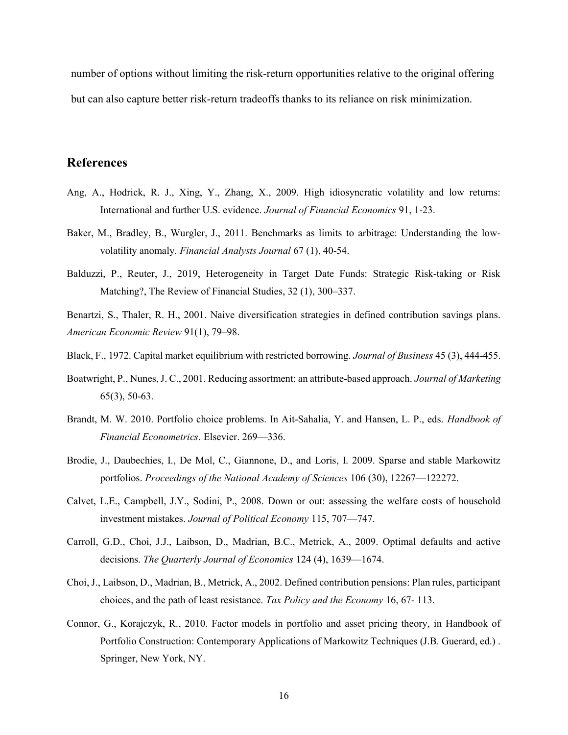number of options without limiting the risk-return opportunities relative to the original offering but can also capture better risk-return tradeoffs thanks to its reliance on risk minimization.

## References

Ang, A., Hodrick, R. J., Xing, Y., Zhang, X., 2009. High idiosyncratic volatility and low returns: International and further U.S. evidence. *Journal of Financial Economics* 91, 1-23.

Baker, M., Bradley, B., Wurgler, J., 2011. Benchmarks as limits to arbitrage: Understanding the low-volatility anomaly. *Financial Analysts Journal* 67 (1), 40-54.

Balduzzi, P., Reuter, J., 2019, Heterogeneity in Target Date Funds: Strategic Risk-taking or Risk Matching?, The Review of Financial Studies, 32 (1), 300–337.

Benartzi, S., Thaler, R. H., 2001. Naive diversification strategies in defined contribution savings plans. *American Economic Review* 91(1), 79–98.

Black, F., 1972. Capital market equilibrium with restricted borrowing. *Journal of Business* 45 (3), 444-455.

Boatwright, P., Nunes, J. C., 2001. Reducing assortment: an attribute-based approach. *Journal of Marketing* 65(3), 50-63.

Brandt, M. W. 2010. Portfolio choice problems. In Ait-Sahalia, Y. and Hansen, L. P., eds. *Handbook of Financial Econometrics*. Elsevier. 269—336.

Brodie, J., Daubechies, I., De Mol, C., Giannone, D., and Loris, I. 2009. Sparse and stable Markowitz portfolios. *Proceedings of the National Academy of Sciences* 106 (30), 12267—122272.

Calvet, L.E., Campbell, J.Y., Sodini, P., 2008. Down or out: assessing the welfare costs of household investment mistakes. *Journal of Political Economy* 115, 707—747.

Carroll, G.D., Choi, J.J., Laibson, D., Madrian, B.C., Metrick, A., 2009. Optimal defaults and active decisions. *The Quarterly Journal of Economics* 124 (4), 1639—1674.

Choi, J., Laibson, D., Madrian, B., Metrick, A., 2002. Defined contribution pensions: Plan rules, participant choices, and the path of least resistance. *Tax Policy and the Economy* 16, 67- 113.

Connor, G., Korajczyk, R., 2010. Factor models in portfolio and asset pricing theory, in Handbook of Portfolio Construction: Contemporary Applications of Markowitz Techniques (J.B. Guerard, ed.) . Springer, New York, NY.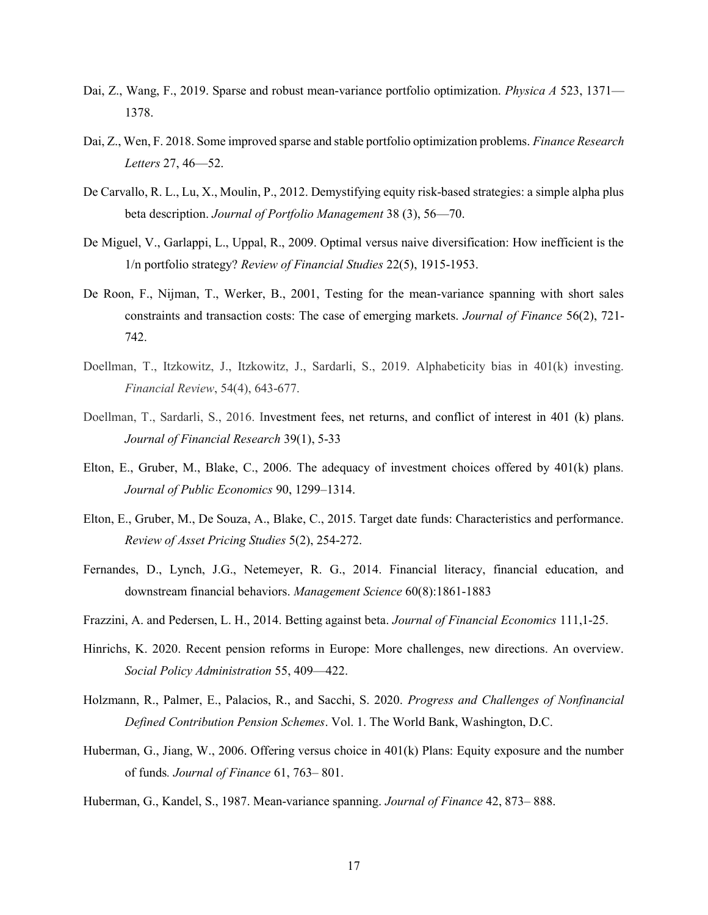Dai, Z., Wang, F., 2019. Sparse and robust mean-variance portfolio optimization. *Physica A* 523, 1371—1378.

Dai, Z., Wen, F. 2018. Some improved sparse and stable portfolio optimization problems. *Finance Research Letters* 27, 46—52.

De Carvallo, R. L., Lu, X., Moulin, P., 2012. Demystifying equity risk-based strategies: a simple alpha plus beta description. *Journal of Portfolio Management* 38 (3), 56—70.

De Miguel, V., Garlappi, L., Uppal, R., 2009. Optimal versus naive diversification: How inefficient is the 1/n portfolio strategy? *Review of Financial Studies* 22(5), 1915-1953.

De Roon, F., Nijman, T., Werker, B., 2001, Testing for the mean-variance spanning with short sales constraints and transaction costs: The case of emerging markets. *Journal of Finance* 56(2), 721-742.

Doellman, T., Itzkowitz, J., Itzkowitz, J., Sardarli, S., 2019. Alphabeticity bias in 401(k) investing. *Financial Review*, 54(4), 643-677.

Doellman, T., Sardarli, S., 2016. Investment fees, net returns, and conflict of interest in 401 (k) plans. *Journal of Financial Research* 39(1), 5-33

Elton, E., Gruber, M., Blake, C., 2006. The adequacy of investment choices offered by 401(k) plans. *Journal of Public Economics* 90, 1299–1314.

Elton, E., Gruber, M., De Souza, A., Blake, C., 2015. Target date funds: Characteristics and performance. *Review of Asset Pricing Studies* 5(2), 254-272.

Fernandes, D., Lynch, J.G., Netemeyer, R. G., 2014. Financial literacy, financial education, and downstream financial behaviors. *Management Science* 60(8):1861-1883

Frazzini, A. and Pedersen, L. H., 2014. Betting against beta. *Journal of Financial Economics* 111,1-25.

Hinrichs, K. 2020. Recent pension reforms in Europe: More challenges, new directions. An overview. *Social Policy Administration* 55, 409—422.

Holzmann, R., Palmer, E., Palacios, R., and Sacchi, S. 2020. *Progress and Challenges of Nonfinancial Defined Contribution Pension Schemes*. Vol. 1. The World Bank, Washington, D.C.

Huberman, G., Jiang, W., 2006. Offering versus choice in 401(k) Plans: Equity exposure and the number of funds. *Journal of Finance* 61, 763– 801.

Huberman, G., Kandel, S., 1987. Mean-variance spanning. *Journal of Finance* 42, 873– 888.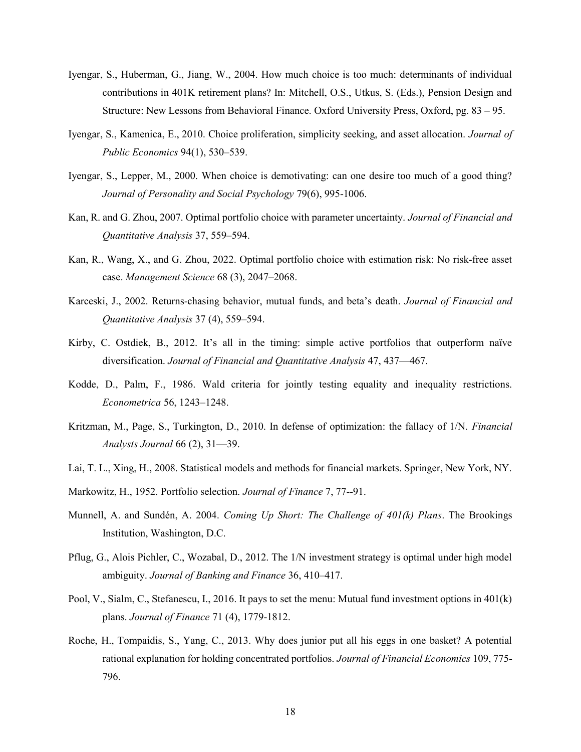Iyengar, S., Huberman, G., Jiang, W., 2004. How much choice is too much: determinants of individual contributions in 401K retirement plans? In: Mitchell, O.S., Utkus, S. (Eds.), Pension Design and Structure: New Lessons from Behavioral Finance. Oxford University Press, Oxford, pg. 83 – 95.

Iyengar, S., Kamenica, E., 2010. Choice proliferation, simplicity seeking, and asset allocation. *Journal of Public Economics* 94(1), 530–539.

Iyengar, S., Lepper, M., 2000. When choice is demotivating: can one desire too much of a good thing? *Journal of Personality and Social Psychology* 79(6), 995-1006.

Kan, R. and G. Zhou, 2007. Optimal portfolio choice with parameter uncertainty. *Journal of Financial and Quantitative Analysis* 37, 559–594.

Kan, R., Wang, X., and G. Zhou, 2022. Optimal portfolio choice with estimation risk: No risk-free asset case. *Management Science* 68 (3), 2047–2068.

Karceski, J., 2002. Returns-chasing behavior, mutual funds, and beta's death. *Journal of Financial and Quantitative Analysis* 37 (4), 559–594.

Kirby, C. Ostdiek, B., 2012. It's all in the timing: simple active portfolios that outperform naïve diversification. *Journal of Financial and Quantitative Analysis* 47, 437—467.

Kodde, D., Palm, F., 1986. Wald criteria for jointly testing equality and inequality restrictions. *Econometrica* 56, 1243–1248.

Kritzman, M., Page, S., Turkington, D., 2010. In defense of optimization: the fallacy of 1/N. *Financial Analysts Journal* 66 (2), 31—39.

Lai, T. L., Xing, H., 2008. Statistical models and methods for financial markets. Springer, New York, NY.

Markowitz, H., 1952. Portfolio selection. *Journal of Finance* 7, 77--91.

Munnell, A. and Sundén, A. 2004. *Coming Up Short: The Challenge of 401(k) Plans*. The Brookings Institution, Washington, D.C.

Pflug, G., Alois Pichler, C., Wozabal, D., 2012. The 1/N investment strategy is optimal under high model ambiguity. *Journal of Banking and Finance* 36, 410–417.

Pool, V., Sialm, C., Stefanescu, I., 2016. It pays to set the menu: Mutual fund investment options in 401(k) plans. *Journal of Finance* 71 (4), 1779-1812.

Roche, H., Tompaidis, S., Yang, C., 2013. Why does junior put all his eggs in one basket? A potential rational explanation for holding concentrated portfolios. *Journal of Financial Economics* 109, 775-796.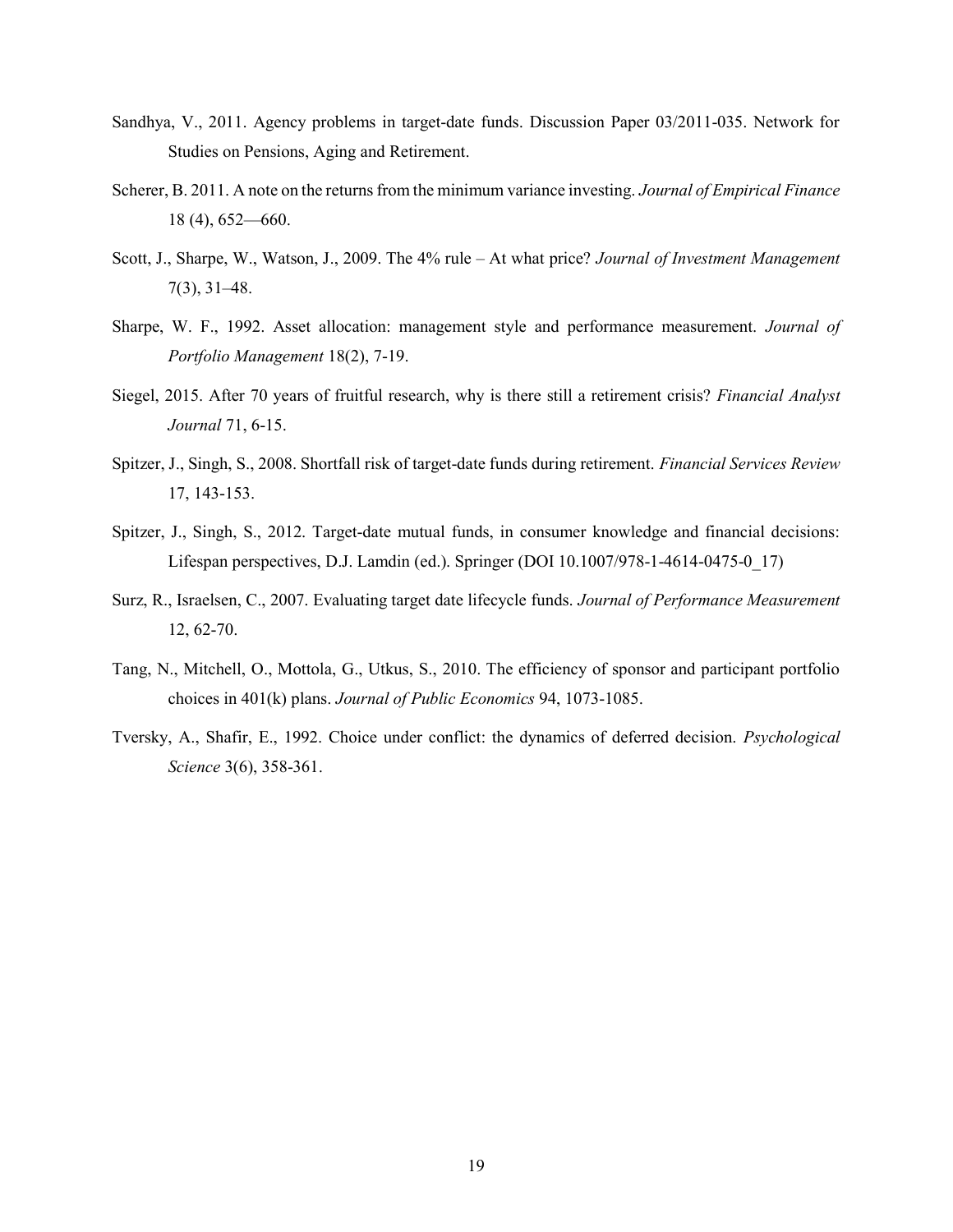Sandhya, V., 2011. Agency problems in target-date funds. Discussion Paper 03/2011-035. Network for Studies on Pensions, Aging and Retirement.

Scherer, B. 2011. A note on the returns from the minimum variance investing. *Journal of Empirical Finance* 18 (4), 652—660.

Scott, J., Sharpe, W., Watson, J., 2009. The 4% rule – At what price? *Journal of Investment Management* 7(3), 31–48.

Sharpe, W. F., 1992. Asset allocation: management style and performance measurement. *Journal of Portfolio Management* 18(2), 7-19.

Siegel, 2015. After 70 years of fruitful research, why is there still a retirement crisis? *Financial Analyst Journal* 71, 6-15.

Spitzer, J., Singh, S., 2008. Shortfall risk of target-date funds during retirement. *Financial Services Review* 17, 143-153.

Spitzer, J., Singh, S., 2012. Target-date mutual funds, in consumer knowledge and financial decisions: Lifespan perspectives, D.J. Lamdin (ed.). Springer (DOI 10.1007/978-1-4614-0475-0_17)

Surz, R., Israelsen, C., 2007. Evaluating target date lifecycle funds. *Journal of Performance Measurement* 12, 62-70.

Tang, N., Mitchell, O., Mottola, G., Utkus, S., 2010. The efficiency of sponsor and participant portfolio choices in 401(k) plans. *Journal of Public Economics* 94, 1073-1085.

Tversky, A., Shafir, E., 1992. Choice under conflict: the dynamics of deferred decision. *Psychological Science* 3(6), 358-361.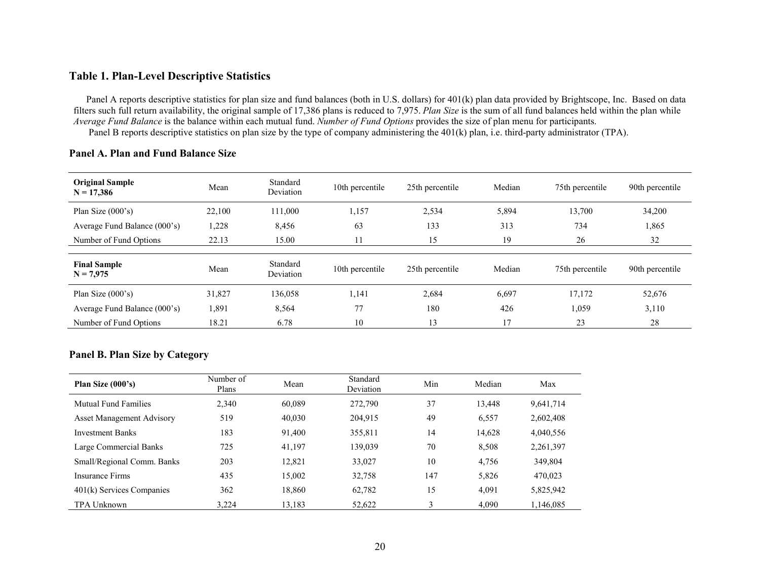## Table 1. Plan-Level Descriptive Statistics

Panel A reports descriptive statistics for plan size and fund balances (both in U.S. dollars) for 401(k) plan data provided by Brightscope, Inc. Based on data filters such full return availability, the original sample of 17,386 plans is reduced to 7,975. *Plan Size* is the sum of all fund balances held within the plan while *Average Fund Balance* is the balance within each mutual fund. *Number of Fund Options* provides the size of plan menu for participants.

Panel B reports descriptive statistics on plan size by the type of company administering the 401(k) plan, i.e. third-party administrator (TPA).

### Panel A. Plan and Fund Balance Size

| **Original Sample N = 17,386** | Mean | Standard Deviation | 10th percentile | 25th percentile | Median | 75th percentile | 90th percentile |
|---|---|---|---|---|---|---|---|
| Plan Size (000's) | 22,100 | 111,000 | 1,157 | 2,534 | 5,894 | 13,700 | 34,200 |
| Average Fund Balance (000's) | 1,228 | 8,456 | 63 | 133 | 313 | 734 | 1,865 |
| Number of Fund Options | 22.13 | 15.00 | 11 | 15 | 19 | 26 | 32 |

| **Final Sample N = 7,975** | Mean | Standard Deviation | 10th percentile | 25th percentile | Median | 75th percentile | 90th percentile |
|---|---|---|---|---|---|---|---|
| Plan Size (000's) | 31,827 | 136,058 | 1,141 | 2,684 | 6,697 | 17,172 | 52,676 |
| Average Fund Balance (000's) | 1,891 | 8,564 | 77 | 180 | 426 | 1,059 | 3,110 |
| Number of Fund Options | 18.21 | 6.78 | 10 | 13 | 17 | 23 | 28 |

### Panel B. Plan Size by Category

| **Plan Size (000's)** | Number of Plans | Mean | Standard Deviation | Min | Median | Max |
|---|---|---|---|---|---|---|
| Mutual Fund Families | 2,340 | 60,089 | 272,790 | 37 | 13,448 | 9,641,714 |
| Asset Management Advisory | 519 | 40,030 | 204,915 | 49 | 6,557 | 2,602,408 |
| Investment Banks | 183 | 91,400 | 355,811 | 14 | 14,628 | 4,040,556 |
| Large Commercial Banks | 725 | 41,197 | 139,039 | 70 | 8,508 | 2,261,397 |
| Small/Regional Comm. Banks | 203 | 12,821 | 33,027 | 10 | 4,756 | 349,804 |
| Insurance Firms | 435 | 15,002 | 32,758 | 147 | 5,826 | 470,023 |
| 401(k) Services Companies | 362 | 18,860 | 62,782 | 15 | 4,091 | 5,825,942 |
| TPA Unknown | 3,224 | 13,183 | 52,622 | 3 | 4,090 | 1,146,085 |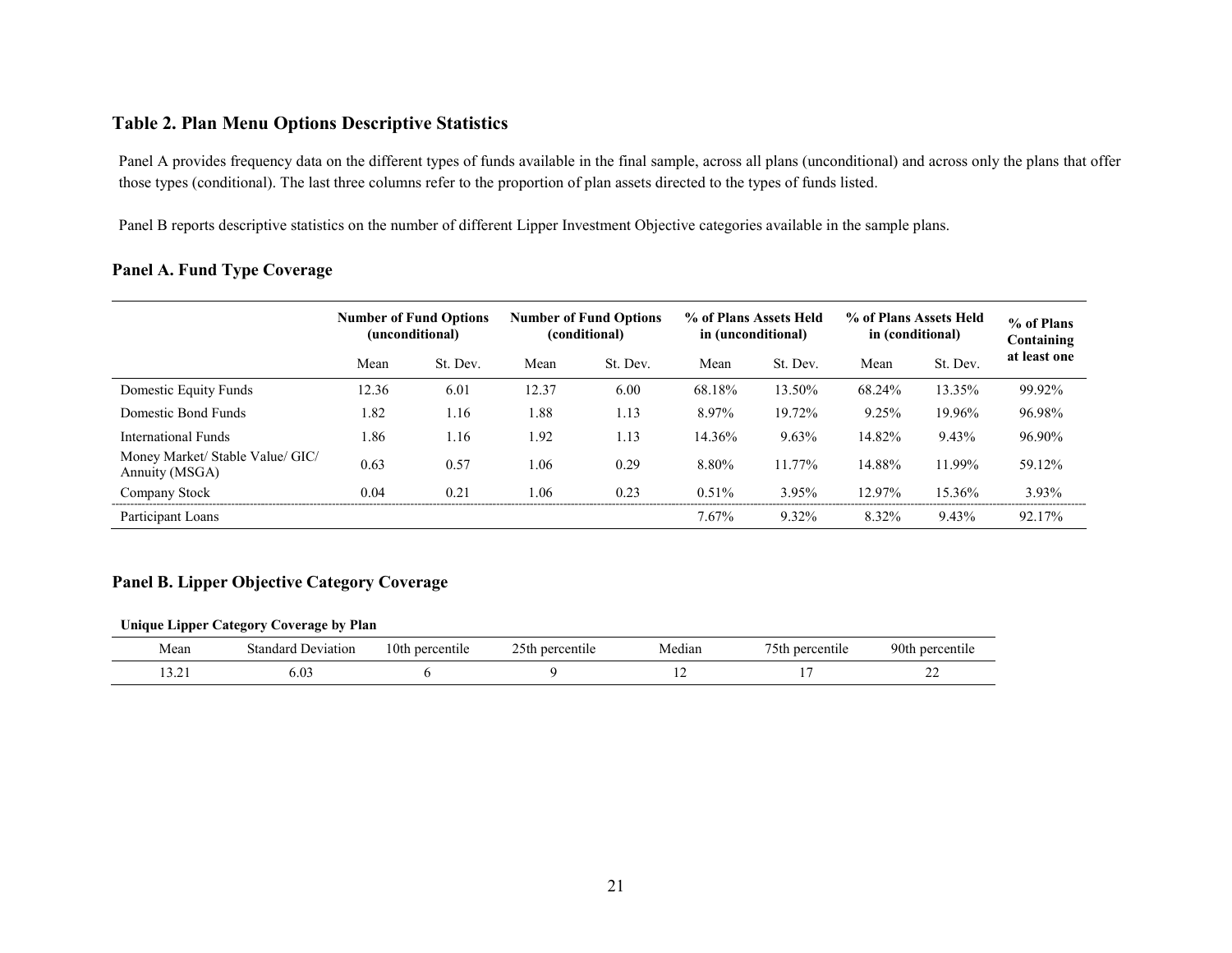## Table 2. Plan Menu Options Descriptive Statistics

Panel A provides frequency data on the different types of funds available in the final sample, across all plans (unconditional) and across only the plans that offer those types (conditional). The last three columns refer to the proportion of plan assets directed to the types of funds listed.

Panel B reports descriptive statistics on the number of different Lipper Investment Objective categories available in the sample plans.

### Panel A. Fund Type Coverage

| | Number of Fund Options (unconditional) | | Number of Fund Options (conditional) | | % of Plans Assets Held in (unconditional) | | % of Plans Assets Held in (conditional) | | % of Plans Containing at least one |
|---|---|---|---|---|---|---|---|---|---|
| | Mean | St. Dev. | Mean | St. Dev. | Mean | St. Dev. | Mean | St. Dev. | |
| Domestic Equity Funds | 12.36 | 6.01 | 12.37 | 6.00 | 68.18% | 13.50% | 68.24% | 13.35% | 99.92% |
| Domestic Bond Funds | 1.82 | 1.16 | 1.88 | 1.13 | 8.97% | 19.72% | 9.25% | 19.96% | 96.98% |
| International Funds | 1.86 | 1.16 | 1.92 | 1.13 | 14.36% | 9.63% | 14.82% | 9.43% | 96.90% |
| Money Market/ Stable Value/ GIC/ Annuity (MSGA) | 0.63 | 0.57 | 1.06 | 0.29 | 8.80% | 11.77% | 14.88% | 11.99% | 59.12% |
| Company Stock | 0.04 | 0.21 | 1.06 | 0.23 | 0.51% | 3.95% | 12.97% | 15.36% | 3.93% |
| Participant Loans | | | | | 7.67% | 9.32% | 8.32% | 9.43% | 92.17% |

### Panel B. Lipper Objective Category Coverage

**Unique Lipper Category Coverage by Plan**

| Mean | Standard Deviation | 10th percentile | 25th percentile | Median | 75th percentile | 90th percentile |
|---|---|---|---|---|---|---|
| 13.21 | 6.03 | 6 | 9 | 12 | 17 | 22 |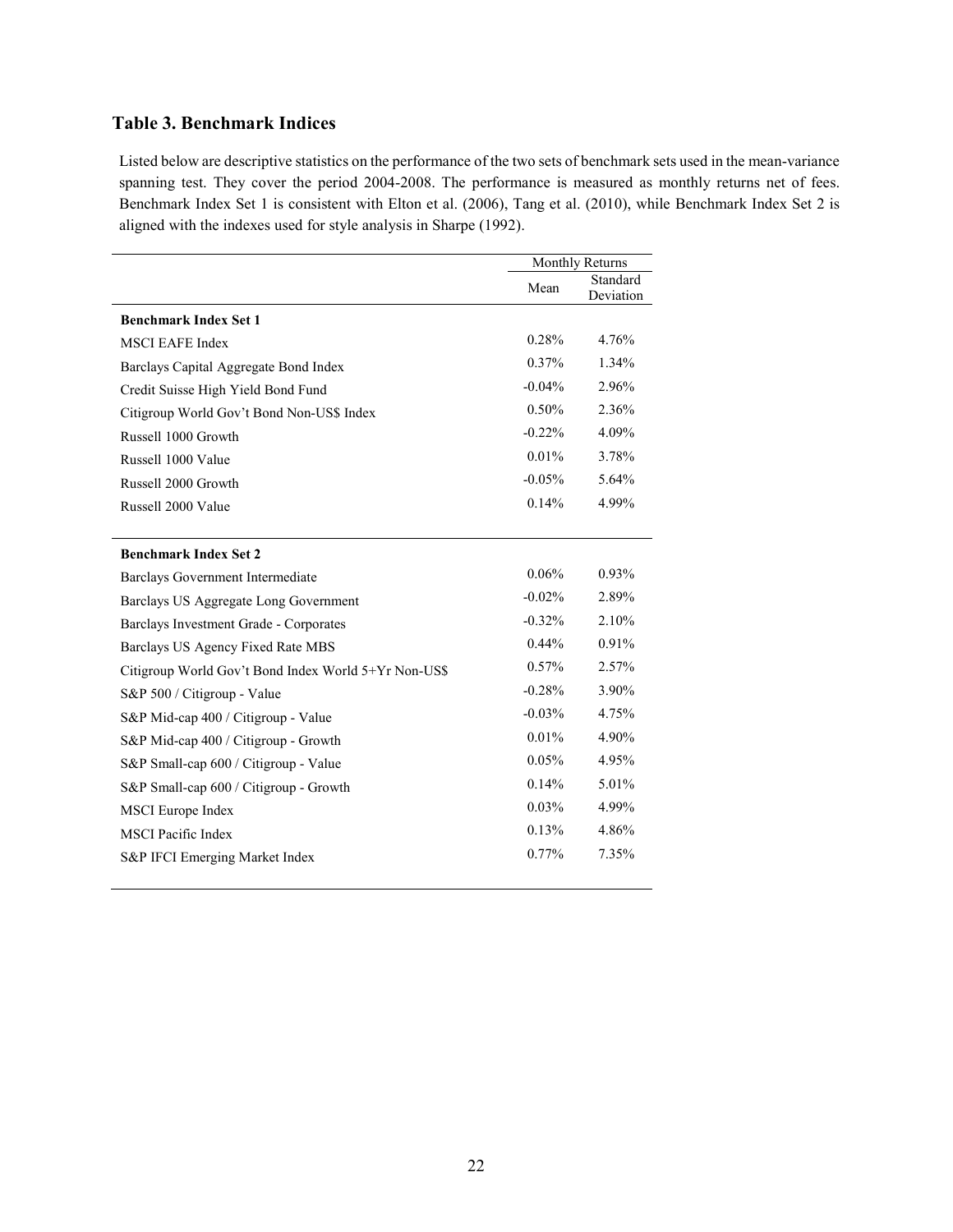## Table 3. Benchmark Indices

Listed below are descriptive statistics on the performance of the two sets of benchmark sets used in the mean-variance spanning test. They cover the period 2004-2008. The performance is measured as monthly returns net of fees. Benchmark Index Set 1 is consistent with Elton et al. (2006), Tang et al. (2010), while Benchmark Index Set 2 is aligned with the indexes used for style analysis in Sharpe (1992).

| | Monthly Returns | |
|---|---|---|
| | Mean | Standard Deviation |
| **Benchmark Index Set 1** | | |
| MSCI EAFE Index | 0.28% | 4.76% |
| Barclays Capital Aggregate Bond Index | 0.37% | 1.34% |
| Credit Suisse High Yield Bond Fund | -0.04% | 2.96% |
| Citigroup World Gov't Bond Non-US$ Index | 0.50% | 2.36% |
| Russell 1000 Growth | -0.22% | 4.09% |
| Russell 1000 Value | 0.01% | 3.78% |
| Russell 2000 Growth | -0.05% | 5.64% |
| Russell 2000 Value | 0.14% | 4.99% |
| **Benchmark Index Set 2** | | |
| Barclays Government Intermediate | 0.06% | 0.93% |
| Barclays US Aggregate Long Government | -0.02% | 2.89% |
| Barclays Investment Grade - Corporates | -0.32% | 2.10% |
| Barclays US Agency Fixed Rate MBS | 0.44% | 0.91% |
| Citigroup World Gov't Bond Index World 5+Yr Non-US$ | 0.57% | 2.57% |
| S&P 500 / Citigroup - Value | -0.28% | 3.90% |
| S&P Mid-cap 400 / Citigroup - Value | -0.03% | 4.75% |
| S&P Mid-cap 400 / Citigroup - Growth | 0.01% | 4.90% |
| S&P Small-cap 600 / Citigroup - Value | 0.05% | 4.95% |
| S&P Small-cap 600 / Citigroup - Growth | 0.14% | 5.01% |
| MSCI Europe Index | 0.03% | 4.99% |
| MSCI Pacific Index | 0.13% | 4.86% |
| S&P IFCI Emerging Market Index | 0.77% | 7.35% |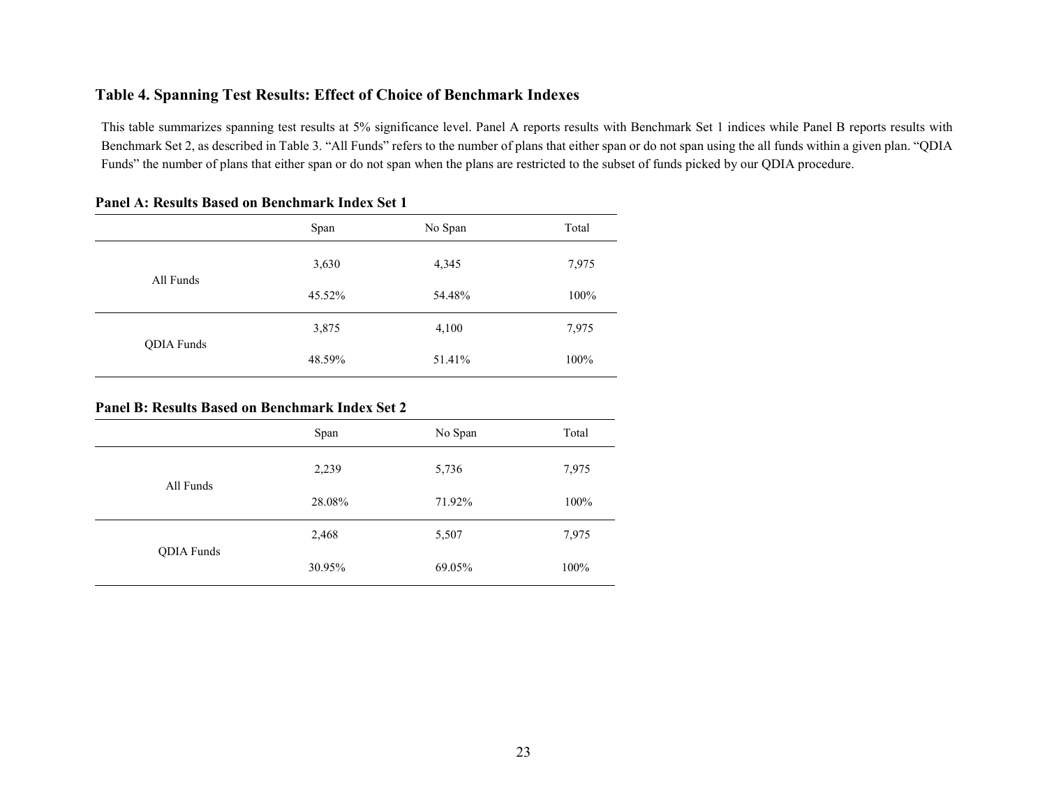## Table 4. Spanning Test Results: Effect of Choice of Benchmark Indexes

This table summarizes spanning test results at 5% significance level. Panel A reports results with Benchmark Set 1 indices while Panel B reports results with Benchmark Set 2, as described in Table 3. "All Funds" refers to the number of plans that either span or do not span using the all funds within a given plan. "QDIA Funds" the number of plans that either span or do not span when the plans are restricted to the subset of funds picked by our QDIA procedure.

**Panel A: Results Based on Benchmark Index Set 1**

| | Span | No Span | Total |
|---|---|---|---|
| All Funds | 3,630 | 4,345 | 7,975 |
| | 45.52% | 54.48% | 100% |
| QDIA Funds | 3,875 | 4,100 | 7,975 |
| | 48.59% | 51.41% | 100% |

**Panel B: Results Based on Benchmark Index Set 2**

| | Span | No Span | Total |
|---|---|---|---|
| All Funds | 2,239 | 5,736 | 7,975 |
| | 28.08% | 71.92% | 100% |
| QDIA Funds | 2,468 | 5,507 | 7,975 |
| | 30.95% | 69.05% | 100% |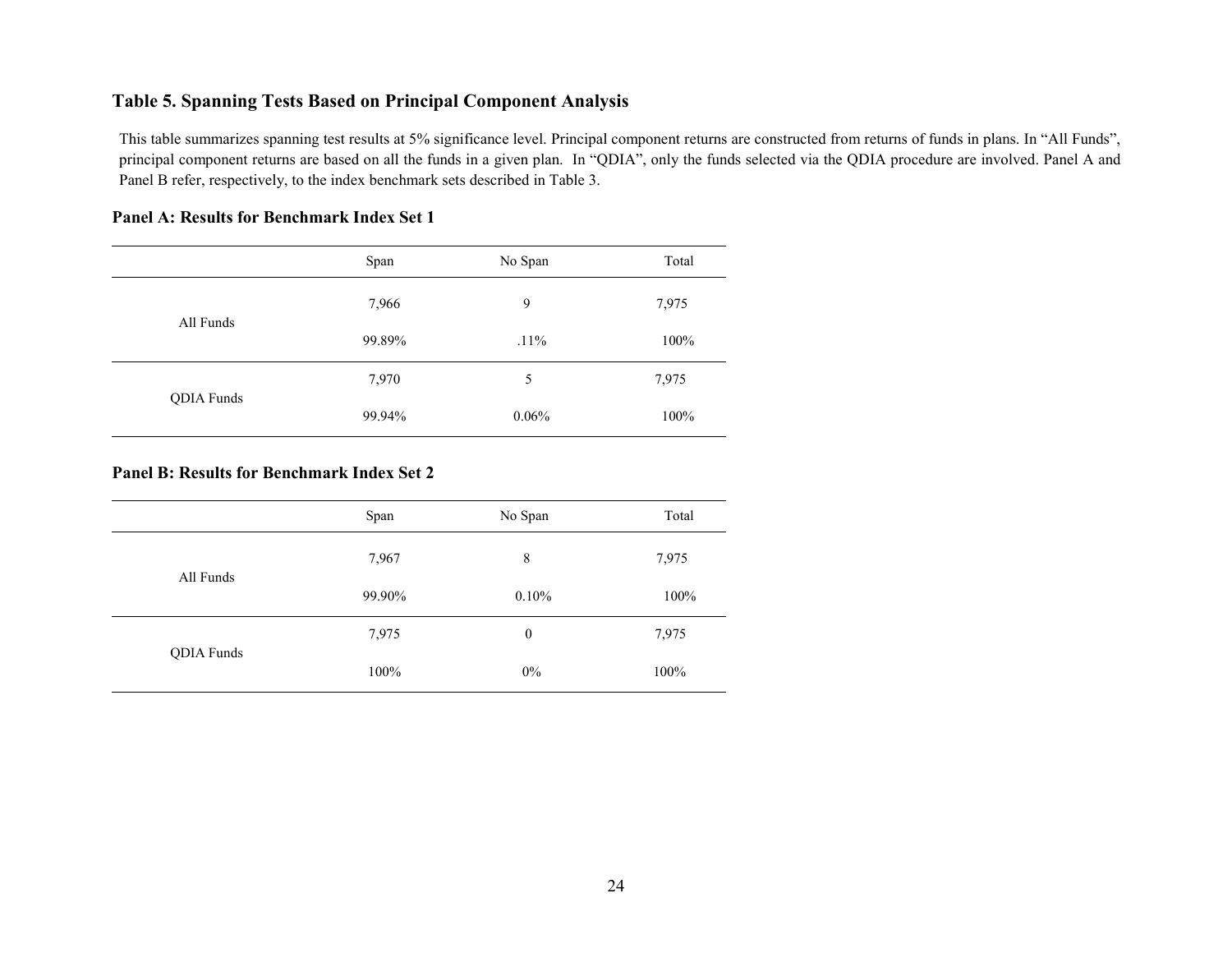## Table 5. Spanning Tests Based on Principal Component Analysis

This table summarizes spanning test results at 5% significance level. Principal component returns are constructed from returns of funds in plans. In "All Funds", principal component returns are based on all the funds in a given plan. In "QDIA", only the funds selected via the QDIA procedure are involved. Panel A and Panel B refer, respectively, to the index benchmark sets described in Table 3.

### Panel A: Results for Benchmark Index Set 1

| | Span | No Span | Total |
|---|---|---|---|
| All Funds | 7,966 | 9 | 7,975 |
| | 99.89% | .11% | 100% |
| QDIA Funds | 7,970 | 5 | 7,975 |
| | 99.94% | 0.06% | 100% |

### Panel B: Results for Benchmark Index Set 2

| | Span | No Span | Total |
|---|---|---|---|
| All Funds | 7,967 | 8 | 7,975 |
| | 99.90% | 0.10% | 100% |
| QDIA Funds | 7,975 | 0 | 7,975 |
| | 100% | 0% | 100% |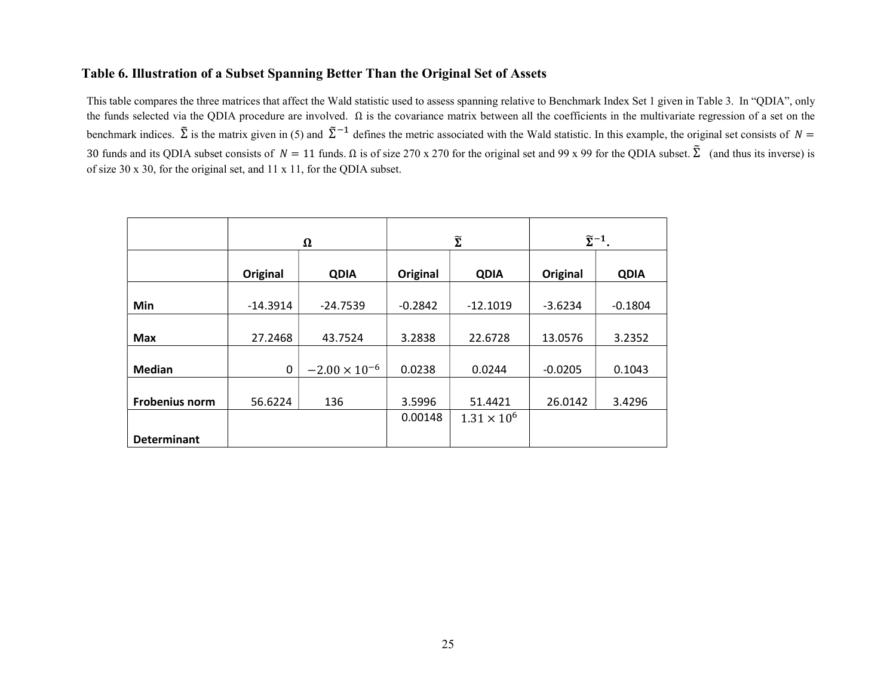### Table 6. Illustration of a Subset Spanning Better Than the Original Set of Assets

This table compares the three matrices that affect the Wald statistic used to assess spanning relative to Benchmark Index Set 1 given in Table 3. In "QDIA", only the funds selected via the QDIA procedure are involved. $\Omega$ is the covariance matrix between all the coefficients in the multivariate regression of a set on the benchmark indices. $\tilde{\Sigma}$ is the matrix given in (5) and $\tilde{\Sigma}^{-1}$ defines the metric associated with the Wald statistic. In this example, the original set consists of $N = 30$ funds and its QDIA subset consists of $N = 11$ funds. $\Omega$ is of size 270 x 270 for the original set and 99 x 99 for the QDIA subset. $\tilde{\Sigma}$ (and thus its inverse) is of size 30 x 30, for the original set, and 11 x 11, for the QDIA subset.

| | $\Omega$ | | $\tilde{\Sigma}$ | | $\tilde{\Sigma}^{-1}$. | |
|---|---|---|---|---|---|---|
| | **Original** | **QDIA** | **Original** | **QDIA** | **Original** | **QDIA** |
| **Min** | -14.3914 | -24.7539 | -0.2842 | -12.1019 | -3.6234 | -0.1804 |
| **Max** | 27.2468 | 43.7524 | 3.2838 | 22.6728 | 13.0576 | 3.2352 |
| **Median** | 0 | $-2.00 \times 10^{-6}$ | 0.0238 | 0.0244 | -0.0205 | 0.1043 |
| **Frobenius norm** | 56.6224 | 136 | 3.5996 | 51.4421 | 26.0142 | 3.4296 |
| **Determinant** | | | 0.00148 | $1.31 \times 10^{6}$ | | |